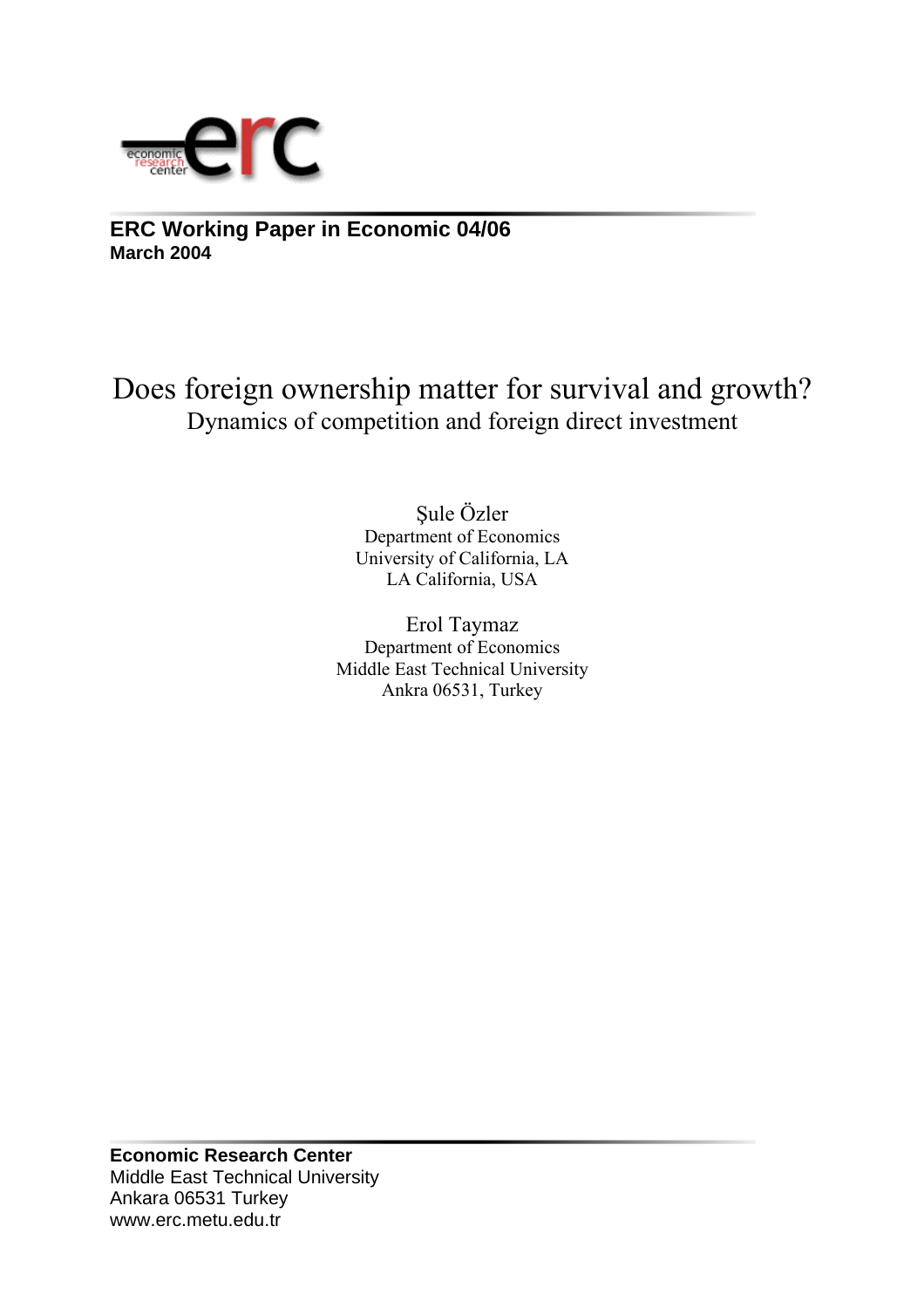**ERC Working Paper in Economic 04/06**
**March 2004**

# Does foreign ownership matter for survival and growth?

## Dynamics of competition and foreign direct investment

Şule Özler
Department of Economics
University of California, LA
LA California, USA

Erol Taymaz
Department of Economics
Middle East Technical University
Ankra 06531, Turkey

**Economic Research Center**
Middle East Technical University
Ankara 06531 Turkey
www.erc.metu.edu.tr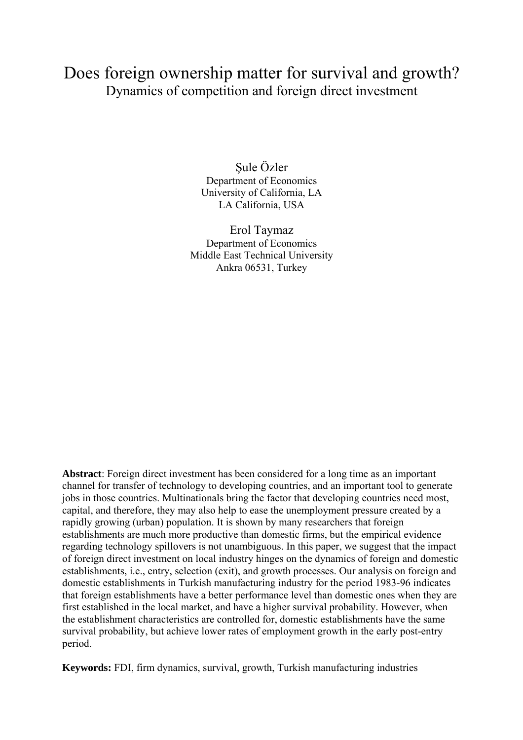# Does foreign ownership matter for survival and growth?

## Dynamics of competition and foreign direct investment

Şule Özler
Department of Economics
University of California, LA
LA California, USA

Erol Taymaz
Department of Economics
Middle East Technical University
Ankra 06531, Turkey

**Abstract**: Foreign direct investment has been considered for a long time as an important channel for transfer of technology to developing countries, and an important tool to generate jobs in those countries. Multinationals bring the factor that developing countries need most, capital, and therefore, they may also help to ease the unemployment pressure created by a rapidly growing (urban) population. It is shown by many researchers that foreign establishments are much more productive than domestic firms, but the empirical evidence regarding technology spillovers is not unambiguous. In this paper, we suggest that the impact of foreign direct investment on local industry hinges on the dynamics of foreign and domestic establishments, i.e., entry, selection (exit), and growth processes. Our analysis on foreign and domestic establishments in Turkish manufacturing industry for the period 1983-96 indicates that foreign establishments have a better performance level than domestic ones when they are first established in the local market, and have a higher survival probability. However, when the establishment characteristics are controlled for, domestic establishments have the same survival probability, but achieve lower rates of employment growth in the early post-entry period.

**Keywords:** FDI, firm dynamics, survival, growth, Turkish manufacturing industries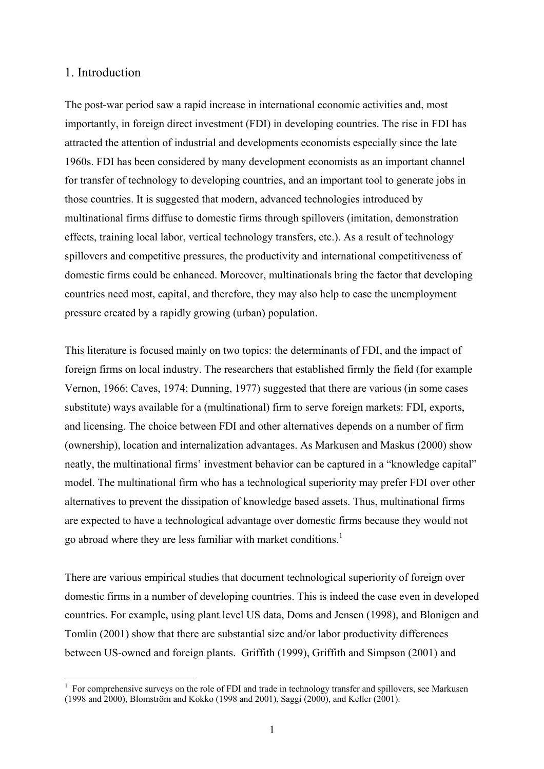## 1. Introduction

The post-war period saw a rapid increase in international economic activities and, most importantly, in foreign direct investment (FDI) in developing countries. The rise in FDI has attracted the attention of industrial and developments economists especially since the late 1960s. FDI has been considered by many development economists as an important channel for transfer of technology to developing countries, and an important tool to generate jobs in those countries. It is suggested that modern, advanced technologies introduced by multinational firms diffuse to domestic firms through spillovers (imitation, demonstration effects, training local labor, vertical technology transfers, etc.). As a result of technology spillovers and competitive pressures, the productivity and international competitiveness of domestic firms could be enhanced. Moreover, multinationals bring the factor that developing countries need most, capital, and therefore, they may also help to ease the unemployment pressure created by a rapidly growing (urban) population.

This literature is focused mainly on two topics: the determinants of FDI, and the impact of foreign firms on local industry. The researchers that established firmly the field (for example Vernon, 1966; Caves, 1974; Dunning, 1977) suggested that there are various (in some cases substitute) ways available for a (multinational) firm to serve foreign markets: FDI, exports, and licensing. The choice between FDI and other alternatives depends on a number of firm (ownership), location and internalization advantages. As Markusen and Maskus (2000) show neatly, the multinational firms' investment behavior can be captured in a "knowledge capital" model. The multinational firm who has a technological superiority may prefer FDI over other alternatives to prevent the dissipation of knowledge based assets. Thus, multinational firms are expected to have a technological advantage over domestic firms because they would not go abroad where they are less familiar with market conditions.[1]

There are various empirical studies that document technological superiority of foreign over domestic firms in a number of developing countries. This is indeed the case even in developed countries. For example, using plant level US data, Doms and Jensen (1998), and Blonigen and Tomlin (2001) show that there are substantial size and/or labor productivity differences between US-owned and foreign plants. Griffith (1999), Griffith and Simpson (2001) and

[1] For comprehensive surveys on the role of FDI and trade in technology transfer and spillovers, see Markusen (1998 and 2000), Blomström and Kokko (1998 and 2001), Saggi (2000), and Keller (2001).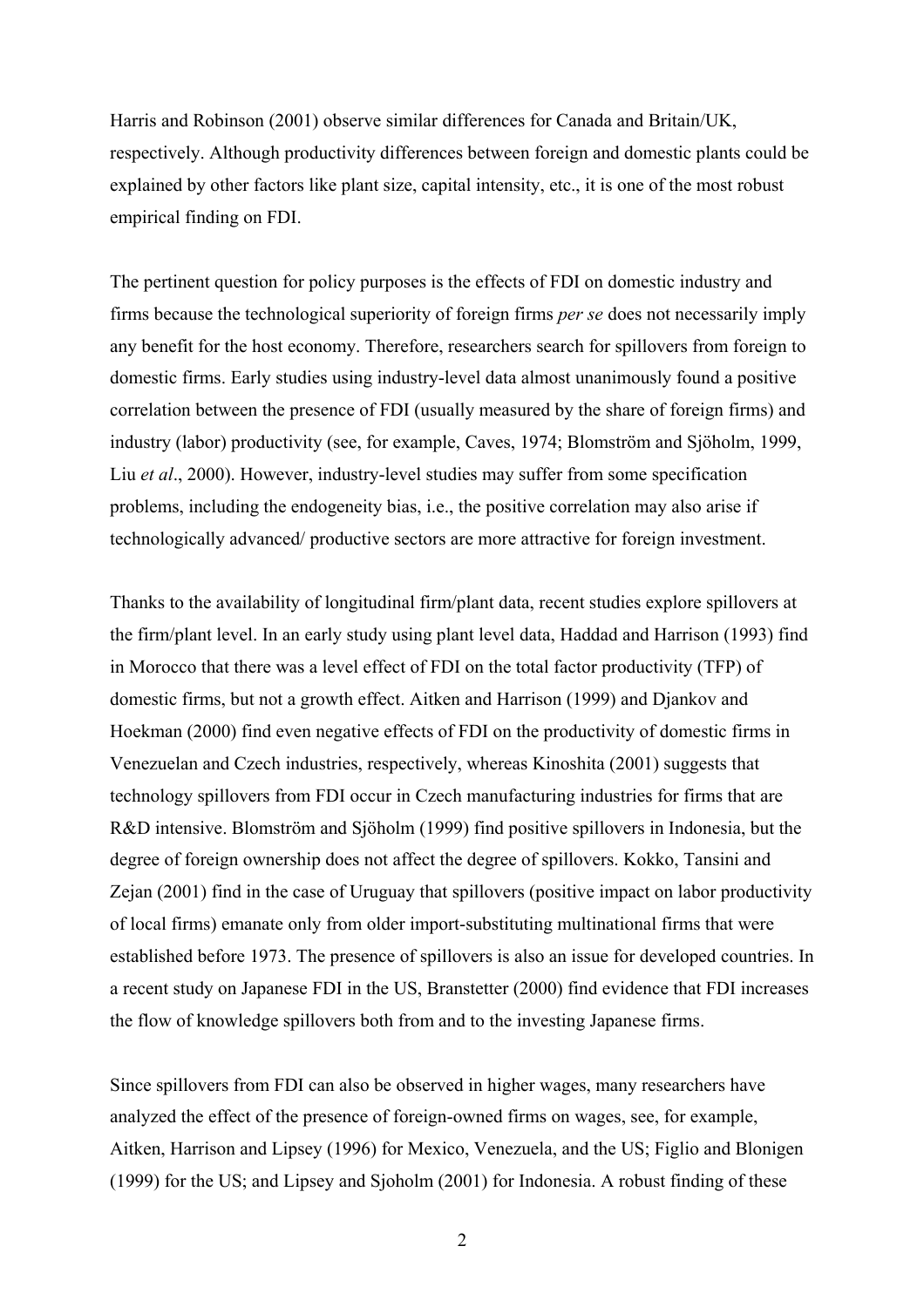Harris and Robinson (2001) observe similar differences for Canada and Britain/UK, respectively. Although productivity differences between foreign and domestic plants could be explained by other factors like plant size, capital intensity, etc., it is one of the most robust empirical finding on FDI.

The pertinent question for policy purposes is the effects of FDI on domestic industry and firms because the technological superiority of foreign firms *per se* does not necessarily imply any benefit for the host economy. Therefore, researchers search for spillovers from foreign to domestic firms. Early studies using industry-level data almost unanimously found a positive correlation between the presence of FDI (usually measured by the share of foreign firms) and industry (labor) productivity (see, for example, Caves, 1974; Blomström and Sjöholm, 1999, Liu *et al*., 2000). However, industry-level studies may suffer from some specification problems, including the endogeneity bias, i.e., the positive correlation may also arise if technologically advanced/ productive sectors are more attractive for foreign investment.

Thanks to the availability of longitudinal firm/plant data, recent studies explore spillovers at the firm/plant level. In an early study using plant level data, Haddad and Harrison (1993) find in Morocco that there was a level effect of FDI on the total factor productivity (TFP) of domestic firms, but not a growth effect. Aitken and Harrison (1999) and Djankov and Hoekman (2000) find even negative effects of FDI on the productivity of domestic firms in Venezuelan and Czech industries, respectively, whereas Kinoshita (2001) suggests that technology spillovers from FDI occur in Czech manufacturing industries for firms that are R&D intensive. Blomström and Sjöholm (1999) find positive spillovers in Indonesia, but the degree of foreign ownership does not affect the degree of spillovers. Kokko, Tansini and Zejan (2001) find in the case of Uruguay that spillovers (positive impact on labor productivity of local firms) emanate only from older import-substituting multinational firms that were established before 1973. The presence of spillovers is also an issue for developed countries. In a recent study on Japanese FDI in the US, Branstetter (2000) find evidence that FDI increases the flow of knowledge spillovers both from and to the investing Japanese firms.

Since spillovers from FDI can also be observed in higher wages, many researchers have analyzed the effect of the presence of foreign-owned firms on wages, see, for example, Aitken, Harrison and Lipsey (1996) for Mexico, Venezuela, and the US; Figlio and Blonigen (1999) for the US; and Lipsey and Sjoholm (2001) for Indonesia. A robust finding of these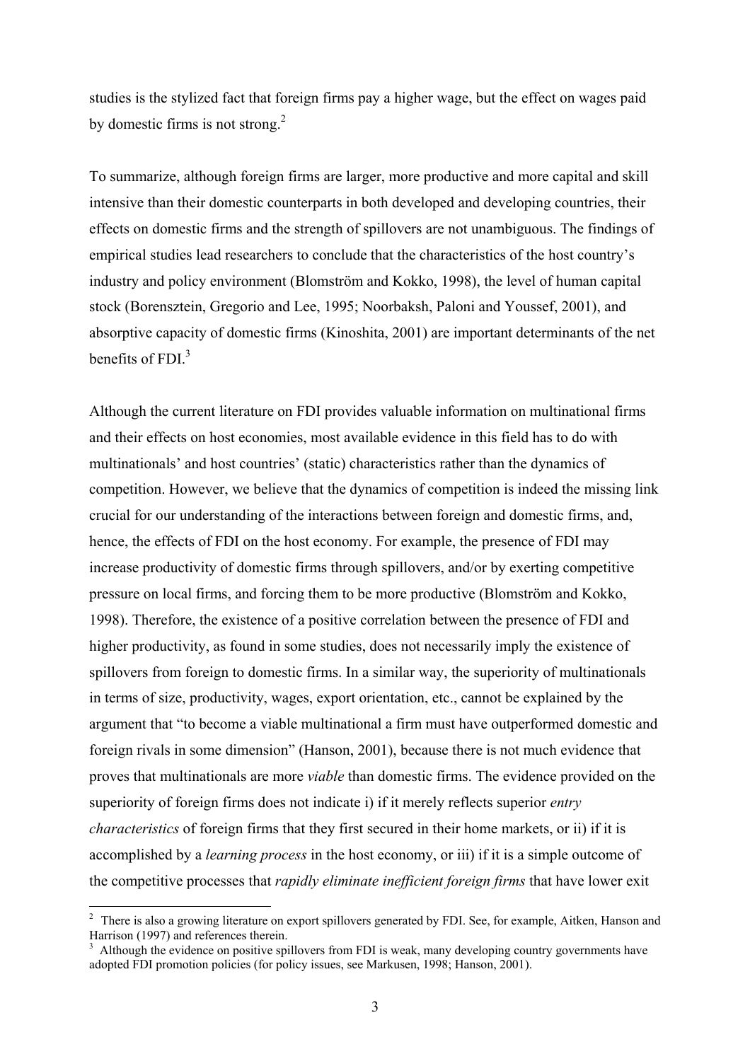studies is the stylized fact that foreign firms pay a higher wage, but the effect on wages paid by domestic firms is not strong.[2]

To summarize, although foreign firms are larger, more productive and more capital and skill intensive than their domestic counterparts in both developed and developing countries, their effects on domestic firms and the strength of spillovers are not unambiguous. The findings of empirical studies lead researchers to conclude that the characteristics of the host country's industry and policy environment (Blomström and Kokko, 1998), the level of human capital stock (Borensztein, Gregorio and Lee, 1995; Noorbaksh, Paloni and Youssef, 2001), and absorptive capacity of domestic firms (Kinoshita, 2001) are important determinants of the net benefits of FDI.[3]

Although the current literature on FDI provides valuable information on multinational firms and their effects on host economies, most available evidence in this field has to do with multinationals' and host countries' (static) characteristics rather than the dynamics of competition. However, we believe that the dynamics of competition is indeed the missing link crucial for our understanding of the interactions between foreign and domestic firms, and, hence, the effects of FDI on the host economy. For example, the presence of FDI may increase productivity of domestic firms through spillovers, and/or by exerting competitive pressure on local firms, and forcing them to be more productive (Blomström and Kokko, 1998). Therefore, the existence of a positive correlation between the presence of FDI and higher productivity, as found in some studies, does not necessarily imply the existence of spillovers from foreign to domestic firms. In a similar way, the superiority of multinationals in terms of size, productivity, wages, export orientation, etc., cannot be explained by the argument that "to become a viable multinational a firm must have outperformed domestic and foreign rivals in some dimension" (Hanson, 2001), because there is not much evidence that proves that multinationals are more *viable* than domestic firms. The evidence provided on the superiority of foreign firms does not indicate i) if it merely reflects superior *entry characteristics* of foreign firms that they first secured in their home markets, or ii) if it is accomplished by a *learning process* in the host economy, or iii) if it is a simple outcome of the competitive processes that *rapidly eliminate inefficient foreign firms* that have lower exit

[2] There is also a growing literature on export spillovers generated by FDI. See, for example, Aitken, Hanson and Harrison (1997) and references therein.

[3] Although the evidence on positive spillovers from FDI is weak, many developing country governments have adopted FDI promotion policies (for policy issues, see Markusen, 1998; Hanson, 2001).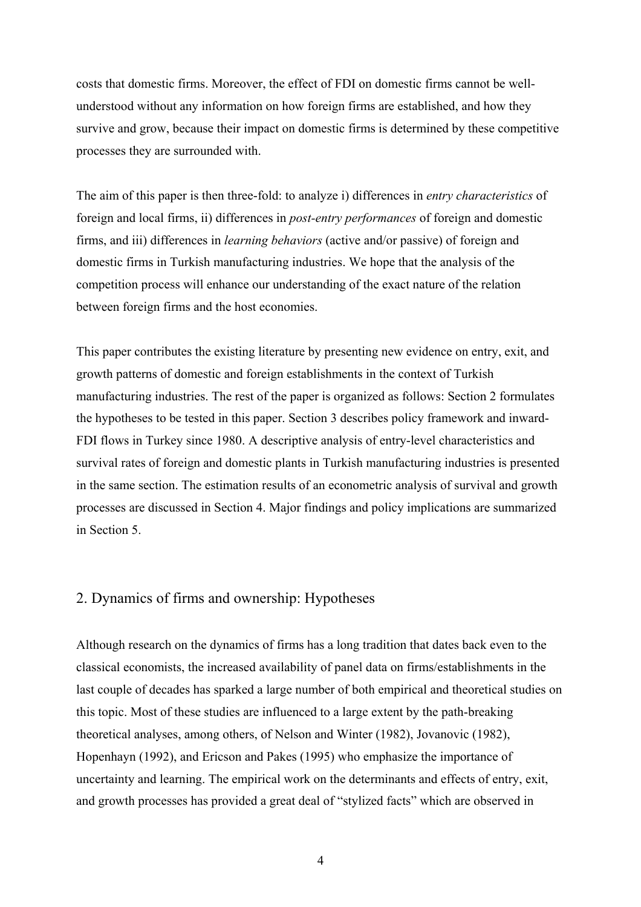costs that domestic firms. Moreover, the effect of FDI on domestic firms cannot be well-understood without any information on how foreign firms are established, and how they survive and grow, because their impact on domestic firms is determined by these competitive processes they are surrounded with.

The aim of this paper is then three-fold: to analyze i) differences in *entry characteristics* of foreign and local firms, ii) differences in *post-entry performances* of foreign and domestic firms, and iii) differences in *learning behaviors* (active and/or passive) of foreign and domestic firms in Turkish manufacturing industries. We hope that the analysis of the competition process will enhance our understanding of the exact nature of the relation between foreign firms and the host economies.

This paper contributes the existing literature by presenting new evidence on entry, exit, and growth patterns of domestic and foreign establishments in the context of Turkish manufacturing industries. The rest of the paper is organized as follows: Section 2 formulates the hypotheses to be tested in this paper. Section 3 describes policy framework and inward-FDI flows in Turkey since 1980. A descriptive analysis of entry-level characteristics and survival rates of foreign and domestic plants in Turkish manufacturing industries is presented in the same section. The estimation results of an econometric analysis of survival and growth processes are discussed in Section 4. Major findings and policy implications are summarized in Section 5.

## 2. Dynamics of firms and ownership: Hypotheses

Although research on the dynamics of firms has a long tradition that dates back even to the classical economists, the increased availability of panel data on firms/establishments in the last couple of decades has sparked a large number of both empirical and theoretical studies on this topic. Most of these studies are influenced to a large extent by the path-breaking theoretical analyses, among others, of Nelson and Winter (1982), Jovanovic (1982), Hopenhayn (1992), and Ericson and Pakes (1995) who emphasize the importance of uncertainty and learning. The empirical work on the determinants and effects of entry, exit, and growth processes has provided a great deal of "stylized facts" which are observed in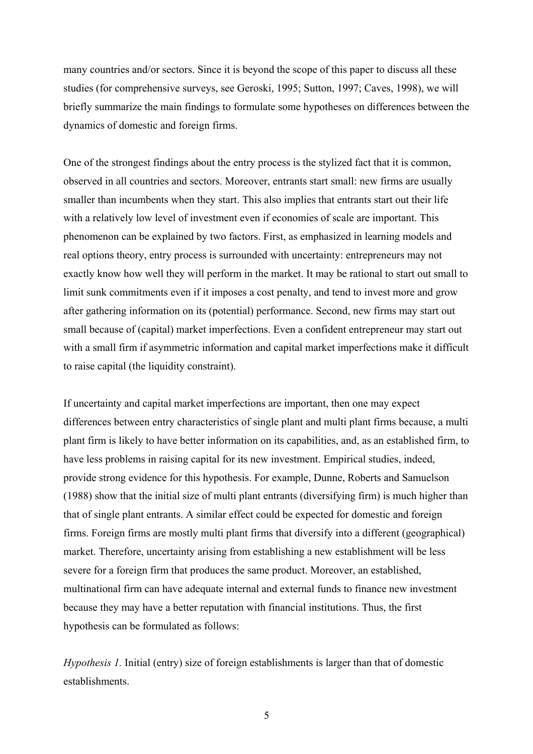many countries and/or sectors. Since it is beyond the scope of this paper to discuss all these studies (for comprehensive surveys, see Geroski, 1995; Sutton, 1997; Caves, 1998), we will briefly summarize the main findings to formulate some hypotheses on differences between the dynamics of domestic and foreign firms.

One of the strongest findings about the entry process is the stylized fact that it is common, observed in all countries and sectors. Moreover, entrants start small: new firms are usually smaller than incumbents when they start. This also implies that entrants start out their life with a relatively low level of investment even if economies of scale are important. This phenomenon can be explained by two factors. First, as emphasized in learning models and real options theory, entry process is surrounded with uncertainty: entrepreneurs may not exactly know how well they will perform in the market. It may be rational to start out small to limit sunk commitments even if it imposes a cost penalty, and tend to invest more and grow after gathering information on its (potential) performance. Second, new firms may start out small because of (capital) market imperfections. Even a confident entrepreneur may start out with a small firm if asymmetric information and capital market imperfections make it difficult to raise capital (the liquidity constraint).

If uncertainty and capital market imperfections are important, then one may expect differences between entry characteristics of single plant and multi plant firms because, a multi plant firm is likely to have better information on its capabilities, and, as an established firm, to have less problems in raising capital for its new investment. Empirical studies, indeed, provide strong evidence for this hypothesis. For example, Dunne, Roberts and Samuelson (1988) show that the initial size of multi plant entrants (diversifying firm) is much higher than that of single plant entrants. A similar effect could be expected for domestic and foreign firms. Foreign firms are mostly multi plant firms that diversify into a different (geographical) market. Therefore, uncertainty arising from establishing a new establishment will be less severe for a foreign firm that produces the same product. Moreover, an established, multinational firm can have adequate internal and external funds to finance new investment because they may have a better reputation with financial institutions. Thus, the first hypothesis can be formulated as follows:

*Hypothesis 1.* Initial (entry) size of foreign establishments is larger than that of domestic establishments.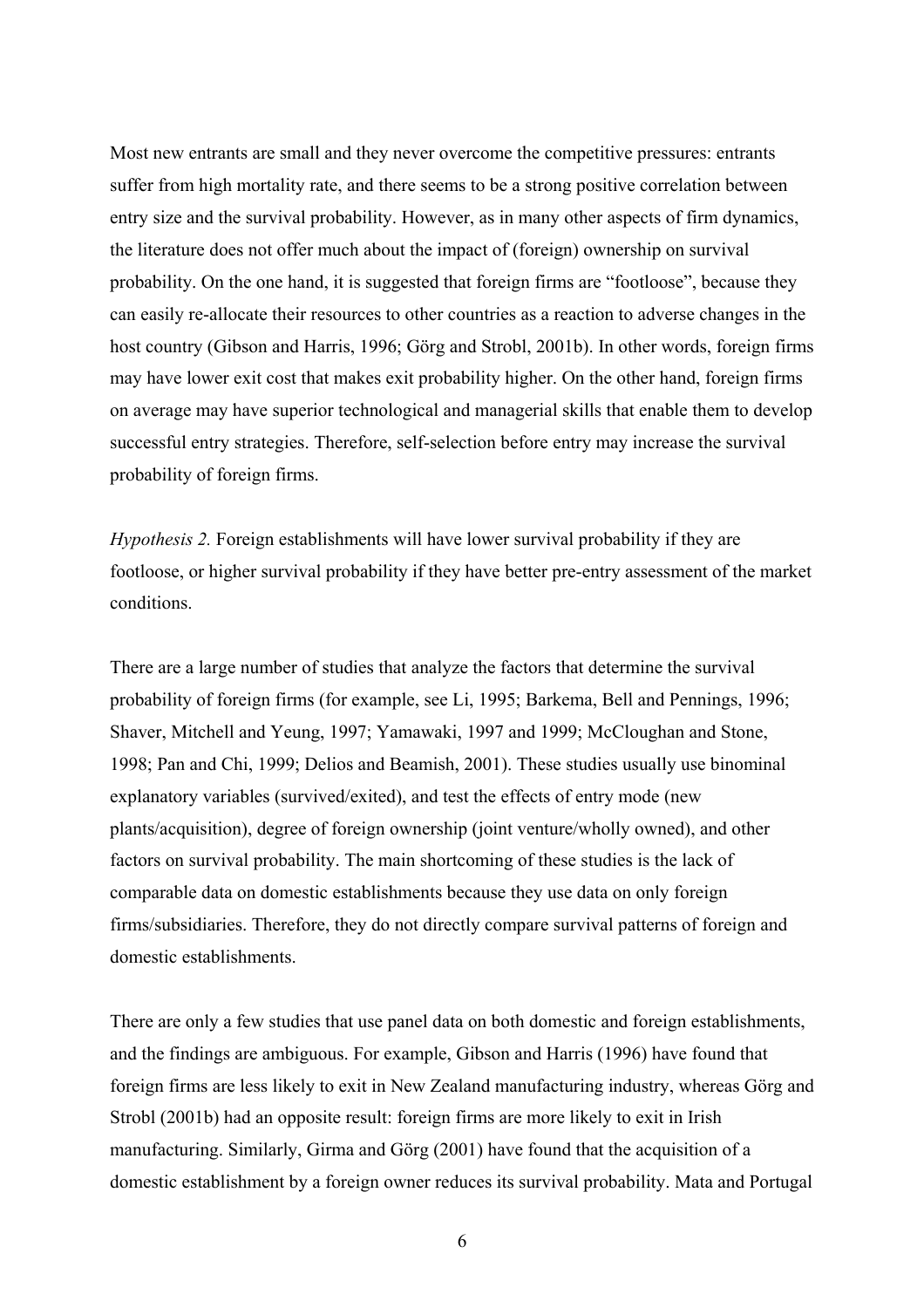Most new entrants are small and they never overcome the competitive pressures: entrants suffer from high mortality rate, and there seems to be a strong positive correlation between entry size and the survival probability. However, as in many other aspects of firm dynamics, the literature does not offer much about the impact of (foreign) ownership on survival probability. On the one hand, it is suggested that foreign firms are "footloose", because they can easily re-allocate their resources to other countries as a reaction to adverse changes in the host country (Gibson and Harris, 1996; Görg and Strobl, 2001b). In other words, foreign firms may have lower exit cost that makes exit probability higher. On the other hand, foreign firms on average may have superior technological and managerial skills that enable them to develop successful entry strategies. Therefore, self-selection before entry may increase the survival probability of foreign firms.

*Hypothesis 2.* Foreign establishments will have lower survival probability if they are footloose, or higher survival probability if they have better pre-entry assessment of the market conditions.

There are a large number of studies that analyze the factors that determine the survival probability of foreign firms (for example, see Li, 1995; Barkema, Bell and Pennings, 1996; Shaver, Mitchell and Yeung, 1997; Yamawaki, 1997 and 1999; McCloughan and Stone, 1998; Pan and Chi, 1999; Delios and Beamish, 2001). These studies usually use binominal explanatory variables (survived/exited), and test the effects of entry mode (new plants/acquisition), degree of foreign ownership (joint venture/wholly owned), and other factors on survival probability. The main shortcoming of these studies is the lack of comparable data on domestic establishments because they use data on only foreign firms/subsidiaries. Therefore, they do not directly compare survival patterns of foreign and domestic establishments.

There are only a few studies that use panel data on both domestic and foreign establishments, and the findings are ambiguous. For example, Gibson and Harris (1996) have found that foreign firms are less likely to exit in New Zealand manufacturing industry, whereas Görg and Strobl (2001b) had an opposite result: foreign firms are more likely to exit in Irish manufacturing. Similarly, Girma and Görg (2001) have found that the acquisition of a domestic establishment by a foreign owner reduces its survival probability. Mata and Portugal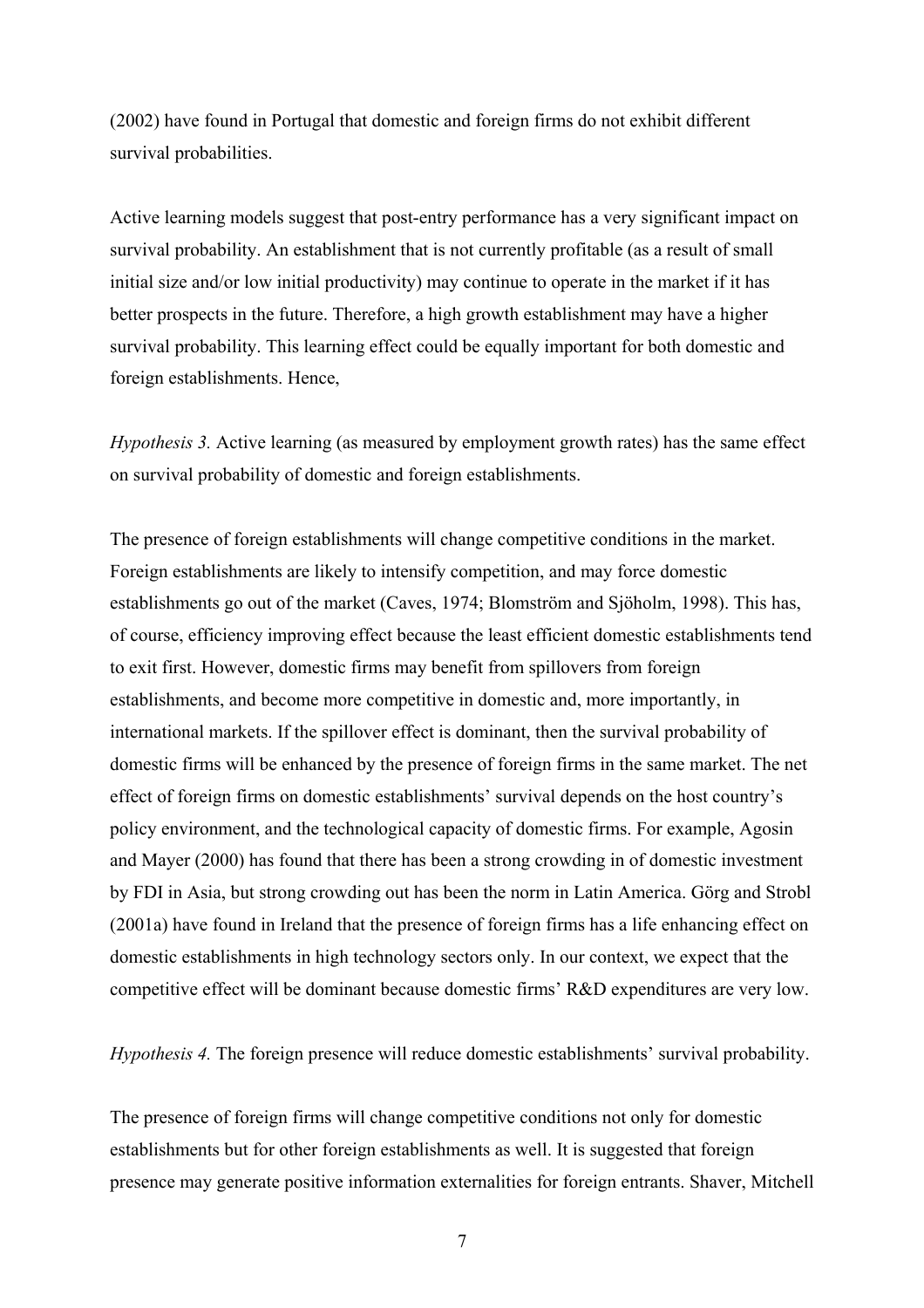(2002) have found in Portugal that domestic and foreign firms do not exhibit different survival probabilities.

Active learning models suggest that post-entry performance has a very significant impact on survival probability. An establishment that is not currently profitable (as a result of small initial size and/or low initial productivity) may continue to operate in the market if it has better prospects in the future. Therefore, a high growth establishment may have a higher survival probability. This learning effect could be equally important for both domestic and foreign establishments. Hence,

*Hypothesis 3.* Active learning (as measured by employment growth rates) has the same effect on survival probability of domestic and foreign establishments.

The presence of foreign establishments will change competitive conditions in the market. Foreign establishments are likely to intensify competition, and may force domestic establishments go out of the market (Caves, 1974; Blomström and Sjöholm, 1998). This has, of course, efficiency improving effect because the least efficient domestic establishments tend to exit first. However, domestic firms may benefit from spillovers from foreign establishments, and become more competitive in domestic and, more importantly, in international markets. If the spillover effect is dominant, then the survival probability of domestic firms will be enhanced by the presence of foreign firms in the same market. The net effect of foreign firms on domestic establishments' survival depends on the host country's policy environment, and the technological capacity of domestic firms. For example, Agosin and Mayer (2000) has found that there has been a strong crowding in of domestic investment by FDI in Asia, but strong crowding out has been the norm in Latin America. Görg and Strobl (2001a) have found in Ireland that the presence of foreign firms has a life enhancing effect on domestic establishments in high technology sectors only. In our context, we expect that the competitive effect will be dominant because domestic firms' R&D expenditures are very low.

*Hypothesis 4.* The foreign presence will reduce domestic establishments' survival probability.

The presence of foreign firms will change competitive conditions not only for domestic establishments but for other foreign establishments as well. It is suggested that foreign presence may generate positive information externalities for foreign entrants. Shaver, Mitchell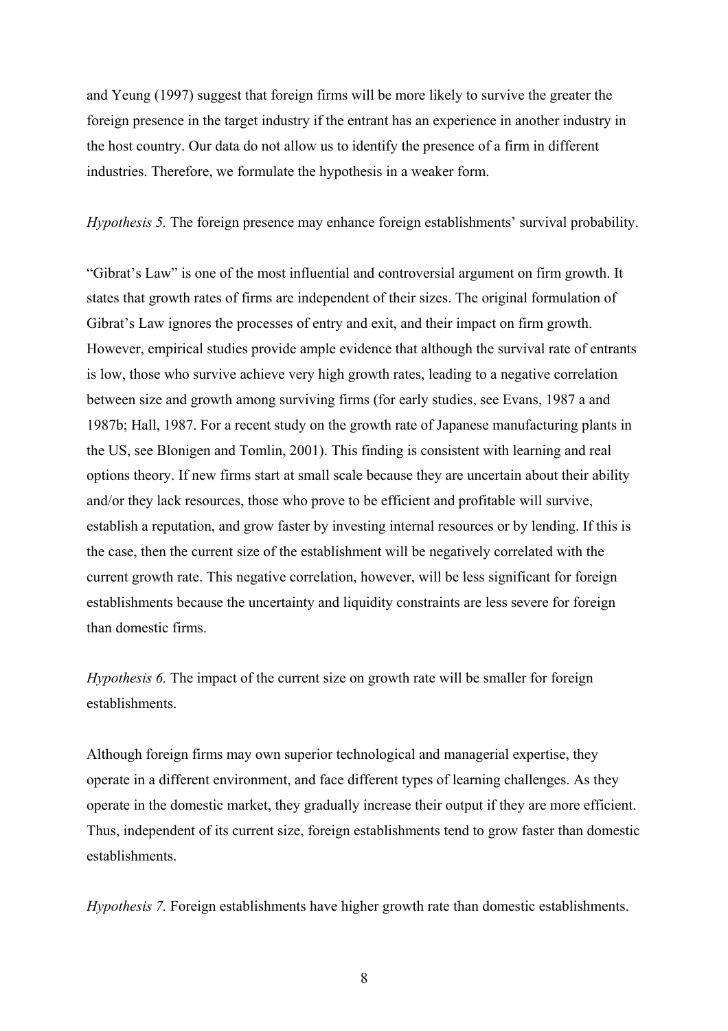and Yeung (1997) suggest that foreign firms will be more likely to survive the greater the foreign presence in the target industry if the entrant has an experience in another industry in the host country. Our data do not allow us to identify the presence of a firm in different industries. Therefore, we formulate the hypothesis in a weaker form.

*Hypothesis 5.* The foreign presence may enhance foreign establishments' survival probability.

"Gibrat's Law" is one of the most influential and controversial argument on firm growth. It states that growth rates of firms are independent of their sizes. The original formulation of Gibrat's Law ignores the processes of entry and exit, and their impact on firm growth. However, empirical studies provide ample evidence that although the survival rate of entrants is low, those who survive achieve very high growth rates, leading to a negative correlation between size and growth among surviving firms (for early studies, see Evans, 1987 a and 1987b; Hall, 1987. For a recent study on the growth rate of Japanese manufacturing plants in the US, see Blonigen and Tomlin, 2001). This finding is consistent with learning and real options theory. If new firms start at small scale because they are uncertain about their ability and/or they lack resources, those who prove to be efficient and profitable will survive, establish a reputation, and grow faster by investing internal resources or by lending. If this is the case, then the current size of the establishment will be negatively correlated with the current growth rate. This negative correlation, however, will be less significant for foreign establishments because the uncertainty and liquidity constraints are less severe for foreign than domestic firms.

*Hypothesis 6.* The impact of the current size on growth rate will be smaller for foreign establishments.

Although foreign firms may own superior technological and managerial expertise, they operate in a different environment, and face different types of learning challenges. As they operate in the domestic market, they gradually increase their output if they are more efficient. Thus, independent of its current size, foreign establishments tend to grow faster than domestic establishments.

*Hypothesis 7.* Foreign establishments have higher growth rate than domestic establishments.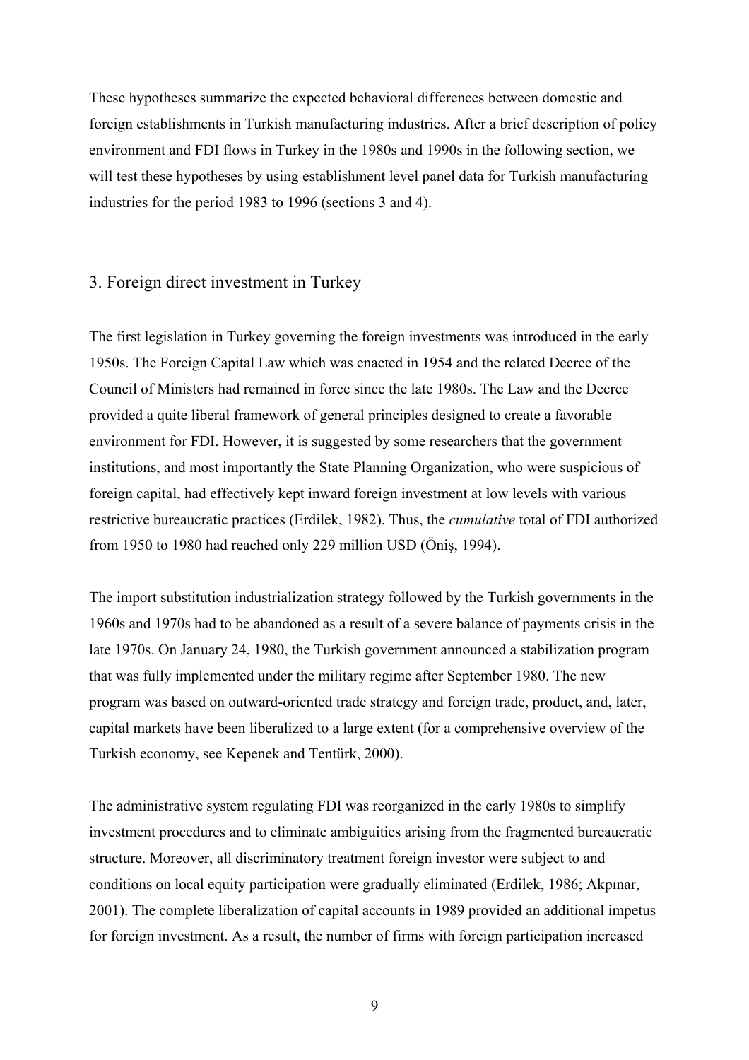These hypotheses summarize the expected behavioral differences between domestic and foreign establishments in Turkish manufacturing industries. After a brief description of policy environment and FDI flows in Turkey in the 1980s and 1990s in the following section, we will test these hypotheses by using establishment level panel data for Turkish manufacturing industries for the period 1983 to 1996 (sections 3 and 4).

## 3. Foreign direct investment in Turkey

The first legislation in Turkey governing the foreign investments was introduced in the early 1950s. The Foreign Capital Law which was enacted in 1954 and the related Decree of the Council of Ministers had remained in force since the late 1980s. The Law and the Decree provided a quite liberal framework of general principles designed to create a favorable environment for FDI. However, it is suggested by some researchers that the government institutions, and most importantly the State Planning Organization, who were suspicious of foreign capital, had effectively kept inward foreign investment at low levels with various restrictive bureaucratic practices (Erdilek, 1982). Thus, the *cumulative* total of FDI authorized from 1950 to 1980 had reached only 229 million USD (Öniş, 1994).

The import substitution industrialization strategy followed by the Turkish governments in the 1960s and 1970s had to be abandoned as a result of a severe balance of payments crisis in the late 1970s. On January 24, 1980, the Turkish government announced a stabilization program that was fully implemented under the military regime after September 1980. The new program was based on outward-oriented trade strategy and foreign trade, product, and, later, capital markets have been liberalized to a large extent (for a comprehensive overview of the Turkish economy, see Kepenek and Tentürk, 2000).

The administrative system regulating FDI was reorganized in the early 1980s to simplify investment procedures and to eliminate ambiguities arising from the fragmented bureaucratic structure. Moreover, all discriminatory treatment foreign investor were subject to and conditions on local equity participation were gradually eliminated (Erdilek, 1986; Akpınar, 2001). The complete liberalization of capital accounts in 1989 provided an additional impetus for foreign investment. As a result, the number of firms with foreign participation increased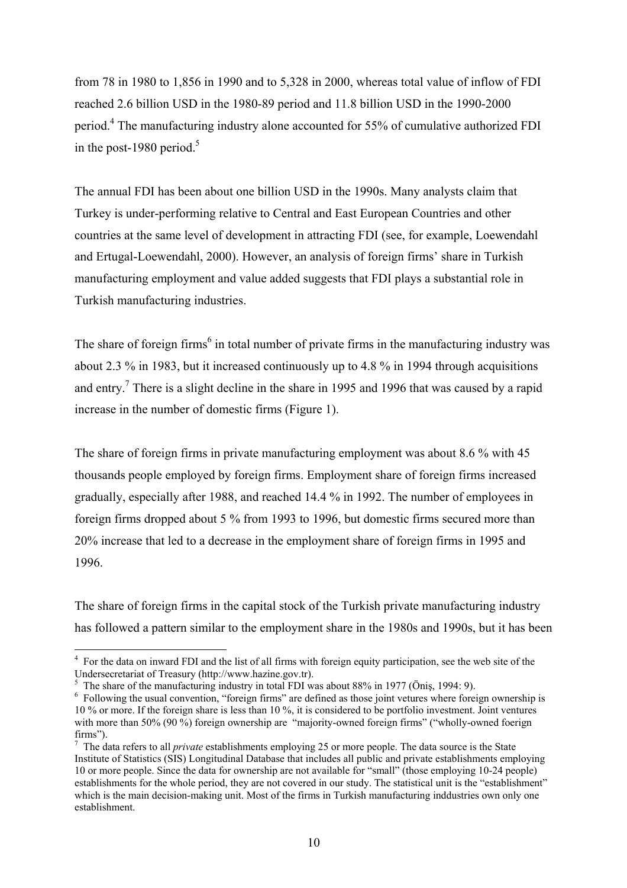from 78 in 1980 to 1,856 in 1990 and to 5,328 in 2000, whereas total value of inflow of FDI reached 2.6 billion USD in the 1980-89 period and 11.8 billion USD in the 1990-2000 period.[4] The manufacturing industry alone accounted for 55% of cumulative authorized FDI in the post-1980 period.[5]

The annual FDI has been about one billion USD in the 1990s. Many analysts claim that Turkey is under-performing relative to Central and East European Countries and other countries at the same level of development in attracting FDI (see, for example, Loewendahl and Ertugal-Loewendahl, 2000). However, an analysis of foreign firms' share in Turkish manufacturing employment and value added suggests that FDI plays a substantial role in Turkish manufacturing industries.

The share of foreign firms[6] in total number of private firms in the manufacturing industry was about 2.3 % in 1983, but it increased continuously up to 4.8 % in 1994 through acquisitions and entry.[7] There is a slight decline in the share in 1995 and 1996 that was caused by a rapid increase in the number of domestic firms (Figure 1).

The share of foreign firms in private manufacturing employment was about 8.6 % with 45 thousands people employed by foreign firms. Employment share of foreign firms increased gradually, especially after 1988, and reached 14.4 % in 1992. The number of employees in foreign firms dropped about 5 % from 1993 to 1996, but domestic firms secured more than 20% increase that led to a decrease in the employment share of foreign firms in 1995 and 1996.

The share of foreign firms in the capital stock of the Turkish private manufacturing industry has followed a pattern similar to the employment share in the 1980s and 1990s, but it has been

---

[4] For the data on inward FDI and the list of all firms with foreign equity participation, see the web site of the Undersecretariat of Treasury (http://www.hazine.gov.tr).

[5] The share of the manufacturing industry in total FDI was about 88% in 1977 (Öniş, 1994: 9).

[6] Following the usual convention, "foreign firms" are defined as those joint vetures where foreign ownership is 10 % or more. If the foreign share is less than 10 %, it is considered to be portfolio investment. Joint ventures with more than 50% (90 %) foreign ownership are "majority-owned foreign firms" ("wholly-owned foerign firms").

[7] The data refers to all *private* establishments employing 25 or more people. The data source is the State Institute of Statistics (SIS) Longitudinal Database that includes all public and private establishments employing 10 or more people. Since the data for ownership are not available for "small" (those employing 10-24 people) establishments for the whole period, they are not covered in our study. The statistical unit is the "establishment" which is the main decision-making unit. Most of the firms in Turkish manufacturing inddustries own only one establishment.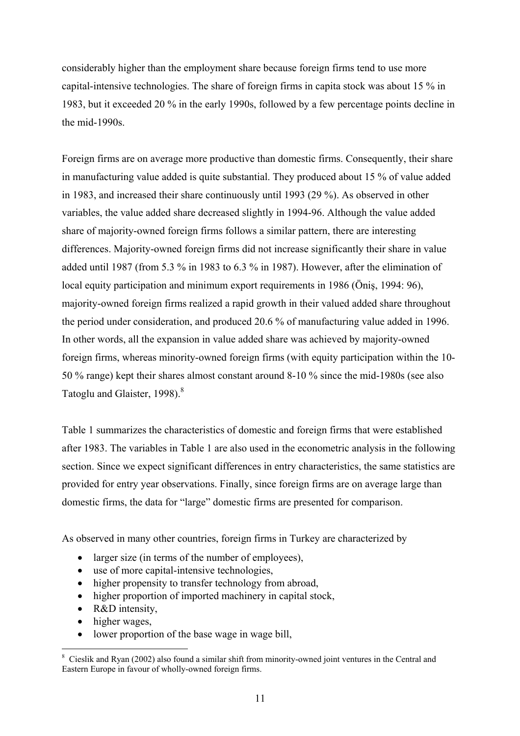considerably higher than the employment share because foreign firms tend to use more capital-intensive technologies. The share of foreign firms in capita stock was about 15 % in 1983, but it exceeded 20 % in the early 1990s, followed by a few percentage points decline in the mid-1990s.

Foreign firms are on average more productive than domestic firms. Consequently, their share in manufacturing value added is quite substantial. They produced about 15 % of value added in 1983, and increased their share continuously until 1993 (29 %). As observed in other variables, the value added share decreased slightly in 1994-96. Although the value added share of majority-owned foreign firms follows a similar pattern, there are interesting differences. Majority-owned foreign firms did not increase significantly their share in value added until 1987 (from 5.3 % in 1983 to 6.3 % in 1987). However, after the elimination of local equity participation and minimum export requirements in 1986 (Öniş, 1994: 96), majority-owned foreign firms realized a rapid growth in their valued added share throughout the period under consideration, and produced 20.6 % of manufacturing value added in 1996. In other words, all the expansion in value added share was achieved by majority-owned foreign firms, whereas minority-owned foreign firms (with equity participation within the 10-50 % range) kept their shares almost constant around 8-10 % since the mid-1980s (see also Tatoglu and Glaister, 1998).[8]

Table 1 summarizes the characteristics of domestic and foreign firms that were established after 1983. The variables in Table 1 are also used in the econometric analysis in the following section. Since we expect significant differences in entry characteristics, the same statistics are provided for entry year observations. Finally, since foreign firms are on average large than domestic firms, the data for "large" domestic firms are presented for comparison.

As observed in many other countries, foreign firms in Turkey are characterized by

- larger size (in terms of the number of employees),
- use of more capital-intensive technologies,
- higher propensity to transfer technology from abroad,
- higher proportion of imported machinery in capital stock,
- R&D intensity,
- higher wages,
- lower proportion of the base wage in wage bill,

[8] Cieslik and Ryan (2002) also found a similar shift from minority-owned joint ventures in the Central and Eastern Europe in favour of wholly-owned foreign firms.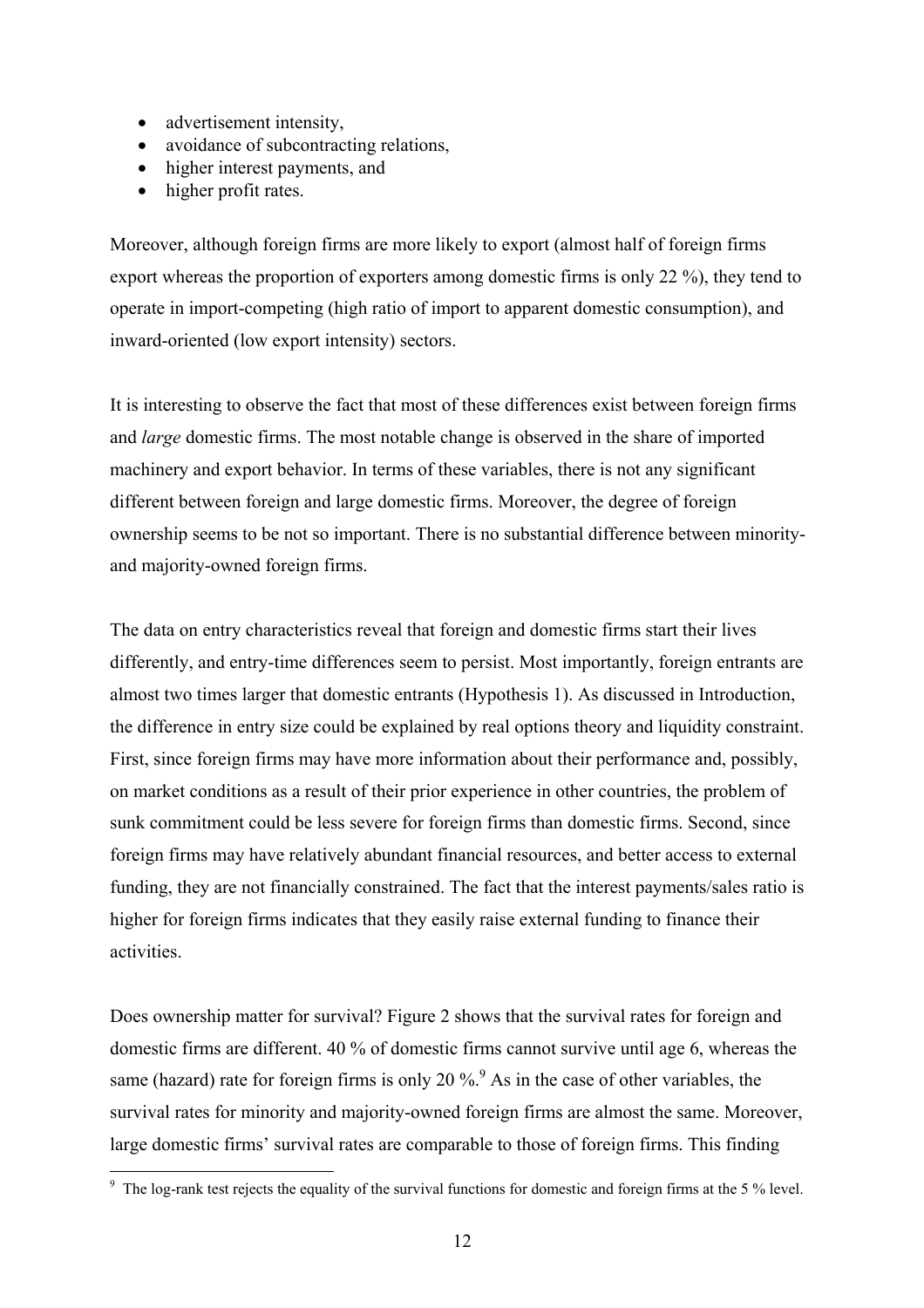- advertisement intensity,
- avoidance of subcontracting relations,
- higher interest payments, and
- higher profit rates.

Moreover, although foreign firms are more likely to export (almost half of foreign firms export whereas the proportion of exporters among domestic firms is only 22 %), they tend to operate in import-competing (high ratio of import to apparent domestic consumption), and inward-oriented (low export intensity) sectors.

It is interesting to observe the fact that most of these differences exist between foreign firms and *large* domestic firms. The most notable change is observed in the share of imported machinery and export behavior. In terms of these variables, there is not any significant different between foreign and large domestic firms. Moreover, the degree of foreign ownership seems to be not so important. There is no substantial difference between minority- and majority-owned foreign firms.

The data on entry characteristics reveal that foreign and domestic firms start their lives differently, and entry-time differences seem to persist. Most importantly, foreign entrants are almost two times larger that domestic entrants (Hypothesis 1). As discussed in Introduction, the difference in entry size could be explained by real options theory and liquidity constraint. First, since foreign firms may have more information about their performance and, possibly, on market conditions as a result of their prior experience in other countries, the problem of sunk commitment could be less severe for foreign firms than domestic firms. Second, since foreign firms may have relatively abundant financial resources, and better access to external funding, they are not financially constrained. The fact that the interest payments/sales ratio is higher for foreign firms indicates that they easily raise external funding to finance their activities.

Does ownership matter for survival? Figure 2 shows that the survival rates for foreign and domestic firms are different. 40 % of domestic firms cannot survive until age 6, whereas the same (hazard) rate for foreign firms is only 20 %.[9] As in the case of other variables, the survival rates for minority and majority-owned foreign firms are almost the same. Moreover, large domestic firms' survival rates are comparable to those of foreign firms. This finding

[9] The log-rank test rejects the equality of the survival functions for domestic and foreign firms at the 5 % level.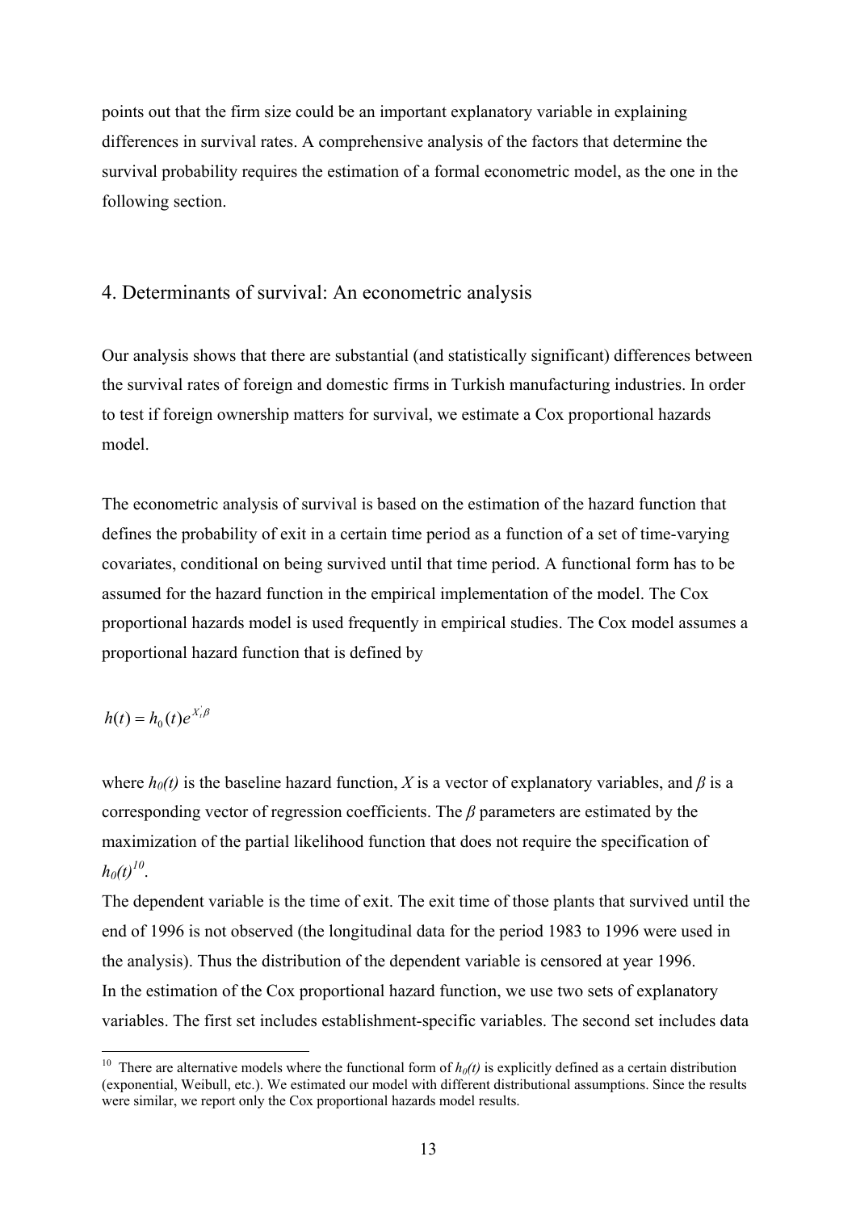points out that the firm size could be an important explanatory variable in explaining differences in survival rates. A comprehensive analysis of the factors that determine the survival probability requires the estimation of a formal econometric model, as the one in the following section.

## 4. Determinants of survival: An econometric analysis

Our analysis shows that there are substantial (and statistically significant) differences between the survival rates of foreign and domestic firms in Turkish manufacturing industries. In order to test if foreign ownership matters for survival, we estimate a Cox proportional hazards model.

The econometric analysis of survival is based on the estimation of the hazard function that defines the probability of exit in a certain time period as a function of a set of time-varying covariates, conditional on being survived until that time period. A functional form has to be assumed for the hazard function in the empirical implementation of the model. The Cox proportional hazards model is used frequently in empirical studies. The Cox model assumes a proportional hazard function that is defined by

$$h(t) = h_0(t)e^{X_t^{'}\beta}$$

where $h_0(t)$ is the baseline hazard function, $X$ is a vector of explanatory variables, and $\beta$ is a corresponding vector of regression coefficients. The $\beta$ parameters are estimated by the maximization of the partial likelihood function that does not require the specification of $h_0(t)$[10].

The dependent variable is the time of exit. The exit time of those plants that survived until the end of 1996 is not observed (the longitudinal data for the period 1983 to 1996 were used in the analysis). Thus the distribution of the dependent variable is censored at year 1996.

In the estimation of the Cox proportional hazard function, we use two sets of explanatory variables. The first set includes establishment-specific variables. The second set includes data

[10] There are alternative models where the functional form of $h_0(t)$ is explicitly defined as a certain distribution (exponential, Weibull, etc.). We estimated our model with different distributional assumptions. Since the results were similar, we report only the Cox proportional hazards model results.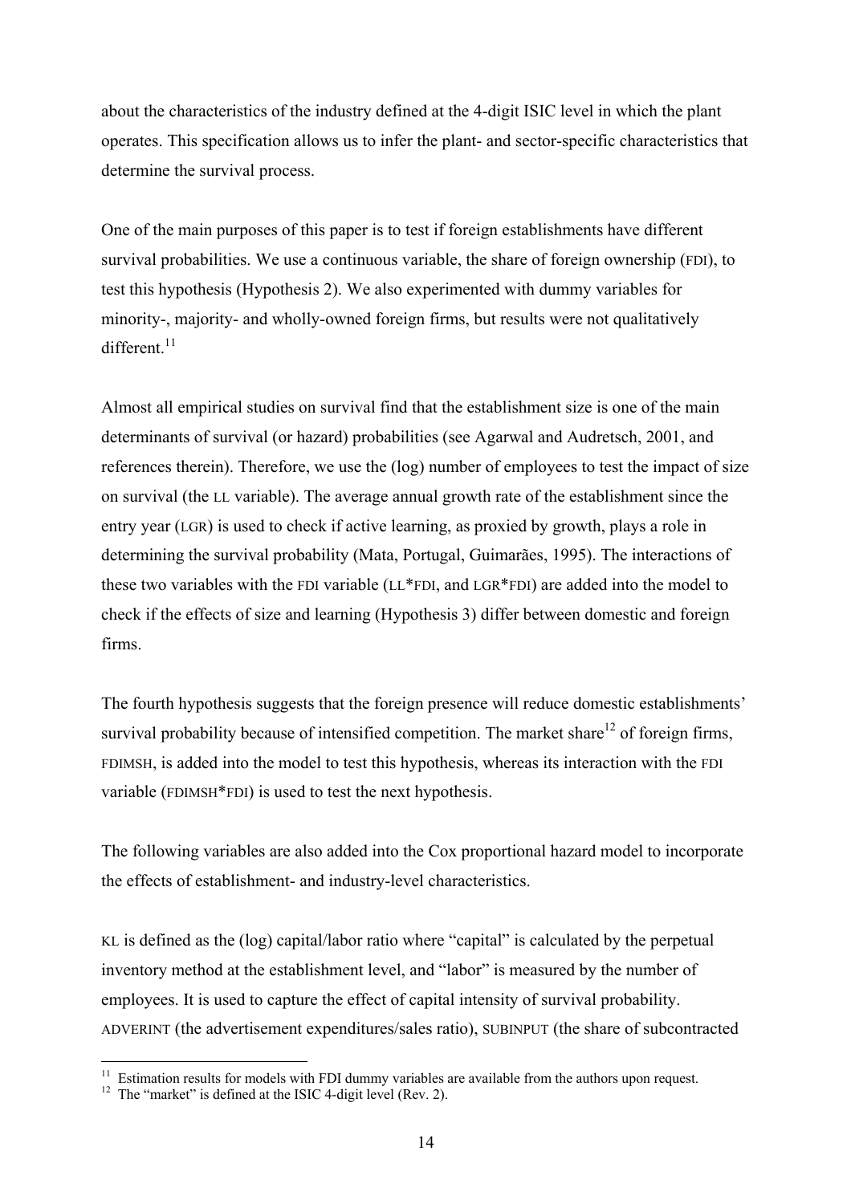about the characteristics of the industry defined at the 4-digit ISIC level in which the plant operates. This specification allows us to infer the plant- and sector-specific characteristics that determine the survival process.

One of the main purposes of this paper is to test if foreign establishments have different survival probabilities. We use a continuous variable, the share of foreign ownership (FDI), to test this hypothesis (Hypothesis 2). We also experimented with dummy variables for minority-, majority- and wholly-owned foreign firms, but results were not qualitatively different.[11]

Almost all empirical studies on survival find that the establishment size is one of the main determinants of survival (or hazard) probabilities (see Agarwal and Audretsch, 2001, and references therein). Therefore, we use the (log) number of employees to test the impact of size on survival (the LL variable). The average annual growth rate of the establishment since the entry year (LGR) is used to check if active learning, as proxied by growth, plays a role in determining the survival probability (Mata, Portugal, Guimarães, 1995). The interactions of these two variables with the FDI variable (LL*FDI, and LGR*FDI) are added into the model to check if the effects of size and learning (Hypothesis 3) differ between domestic and foreign firms.

The fourth hypothesis suggests that the foreign presence will reduce domestic establishments' survival probability because of intensified competition. The market share[12] of foreign firms, FDIMSH, is added into the model to test this hypothesis, whereas its interaction with the FDI variable (FDIMSH*FDI) is used to test the next hypothesis.

The following variables are also added into the Cox proportional hazard model to incorporate the effects of establishment- and industry-level characteristics.

KL is defined as the (log) capital/labor ratio where "capital" is calculated by the perpetual inventory method at the establishment level, and "labor" is measured by the number of employees. It is used to capture the effect of capital intensity of survival probability. ADVERINT (the advertisement expenditures/sales ratio), SUBINPUT (the share of subcontracted

[11] Estimation results for models with FDI dummy variables are available from the authors upon request.

[12] The "market" is defined at the ISIC 4-digit level (Rev. 2).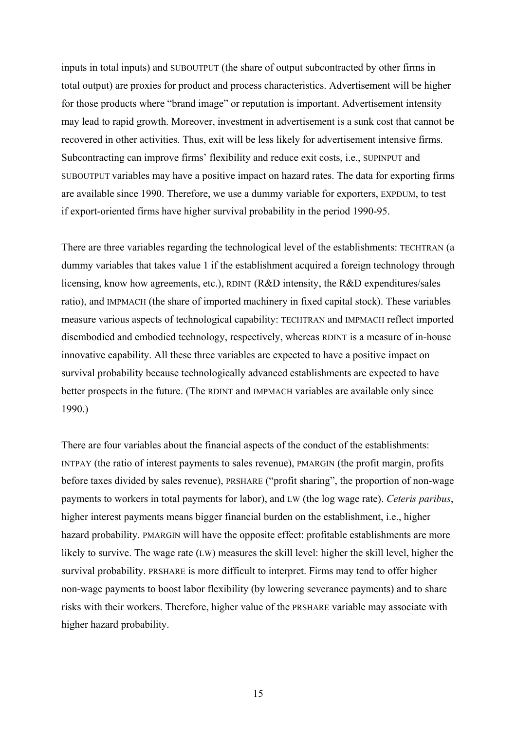inputs in total inputs) and SUBOUTPUT (the share of output subcontracted by other firms in total output) are proxies for product and process characteristics. Advertisement will be higher for those products where "brand image" or reputation is important. Advertisement intensity may lead to rapid growth. Moreover, investment in advertisement is a sunk cost that cannot be recovered in other activities. Thus, exit will be less likely for advertisement intensive firms. Subcontracting can improve firms' flexibility and reduce exit costs, i.e., SUPINPUT and SUBOUTPUT variables may have a positive impact on hazard rates. The data for exporting firms are available since 1990. Therefore, we use a dummy variable for exporters, EXPDUM, to test if export-oriented firms have higher survival probability in the period 1990-95.

There are three variables regarding the technological level of the establishments: TECHTRAN (a dummy variables that takes value 1 if the establishment acquired a foreign technology through licensing, know how agreements, etc.), RDINT (R&D intensity, the R&D expenditures/sales ratio), and IMPMACH (the share of imported machinery in fixed capital stock). These variables measure various aspects of technological capability: TECHTRAN and IMPMACH reflect imported disembodied and embodied technology, respectively, whereas RDINT is a measure of in-house innovative capability. All these three variables are expected to have a positive impact on survival probability because technologically advanced establishments are expected to have better prospects in the future. (The RDINT and IMPMACH variables are available only since 1990.)

There are four variables about the financial aspects of the conduct of the establishments: INTPAY (the ratio of interest payments to sales revenue), PMARGIN (the profit margin, profits before taxes divided by sales revenue), PRSHARE ("profit sharing", the proportion of non-wage payments to workers in total payments for labor), and LW (the log wage rate). *Ceteris paribus*, higher interest payments means bigger financial burden on the establishment, i.e., higher hazard probability. PMARGIN will have the opposite effect: profitable establishments are more likely to survive. The wage rate (LW) measures the skill level: higher the skill level, higher the survival probability. PRSHARE is more difficult to interpret. Firms may tend to offer higher non-wage payments to boost labor flexibility (by lowering severance payments) and to share risks with their workers. Therefore, higher value of the PRSHARE variable may associate with higher hazard probability.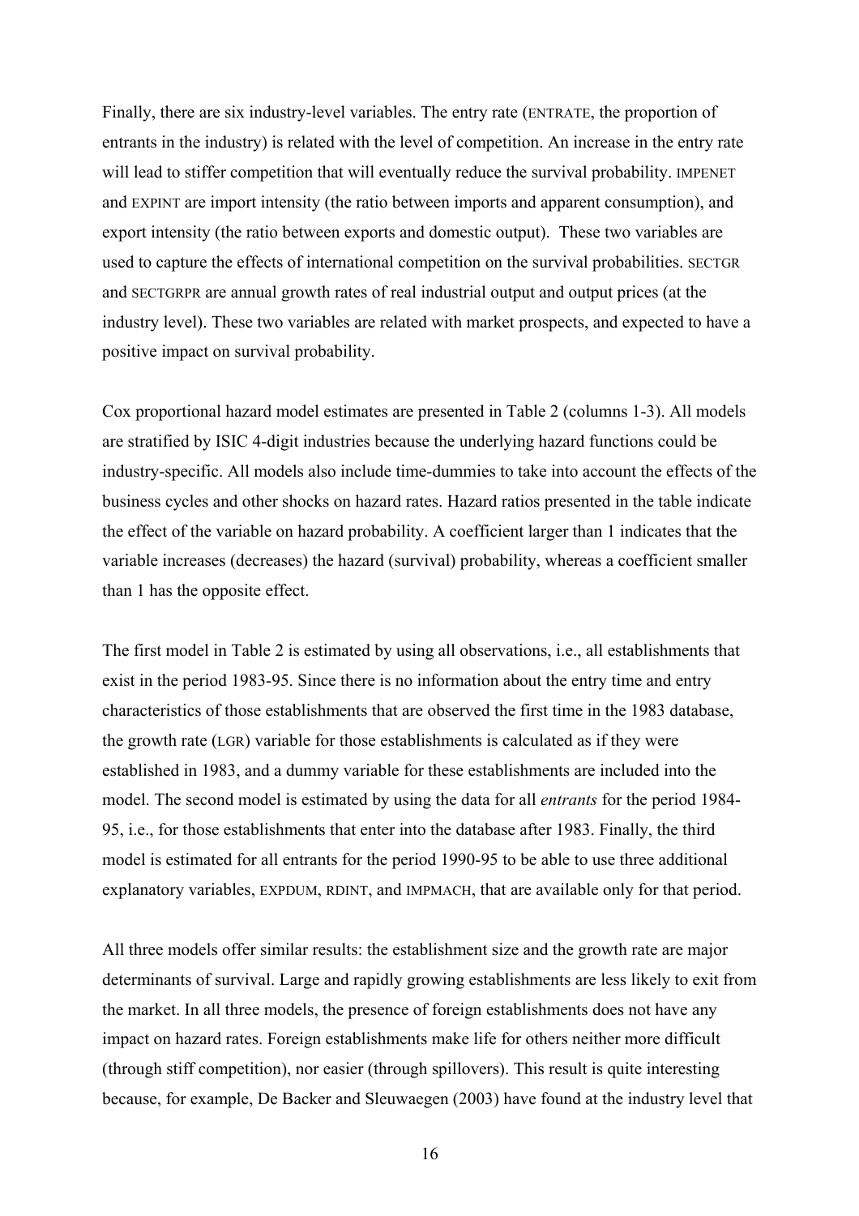Finally, there are six industry-level variables. The entry rate (ENTRATE, the proportion of entrants in the industry) is related with the level of competition. An increase in the entry rate will lead to stiffer competition that will eventually reduce the survival probability. IMPENET and EXPINT are import intensity (the ratio between imports and apparent consumption), and export intensity (the ratio between exports and domestic output). These two variables are used to capture the effects of international competition on the survival probabilities. SECTGR and SECTGRPR are annual growth rates of real industrial output and output prices (at the industry level). These two variables are related with market prospects, and expected to have a positive impact on survival probability.

Cox proportional hazard model estimates are presented in Table 2 (columns 1-3). All models are stratified by ISIC 4-digit industries because the underlying hazard functions could be industry-specific. All models also include time-dummies to take into account the effects of the business cycles and other shocks on hazard rates. Hazard ratios presented in the table indicate the effect of the variable on hazard probability. A coefficient larger than 1 indicates that the variable increases (decreases) the hazard (survival) probability, whereas a coefficient smaller than 1 has the opposite effect.

The first model in Table 2 is estimated by using all observations, i.e., all establishments that exist in the period 1983-95. Since there is no information about the entry time and entry characteristics of those establishments that are observed the first time in the 1983 database, the growth rate (LGR) variable for those establishments is calculated as if they were established in 1983, and a dummy variable for these establishments are included into the model. The second model is estimated by using the data for all *entrants* for the period 1984-95, i.e., for those establishments that enter into the database after 1983. Finally, the third model is estimated for all entrants for the period 1990-95 to be able to use three additional explanatory variables, EXPDUM, RDINT, and IMPMACH, that are available only for that period.

All three models offer similar results: the establishment size and the growth rate are major determinants of survival. Large and rapidly growing establishments are less likely to exit from the market. In all three models, the presence of foreign establishments does not have any impact on hazard rates. Foreign establishments make life for others neither more difficult (through stiff competition), nor easier (through spillovers). This result is quite interesting because, for example, De Backer and Sleuwaegen (2003) have found at the industry level that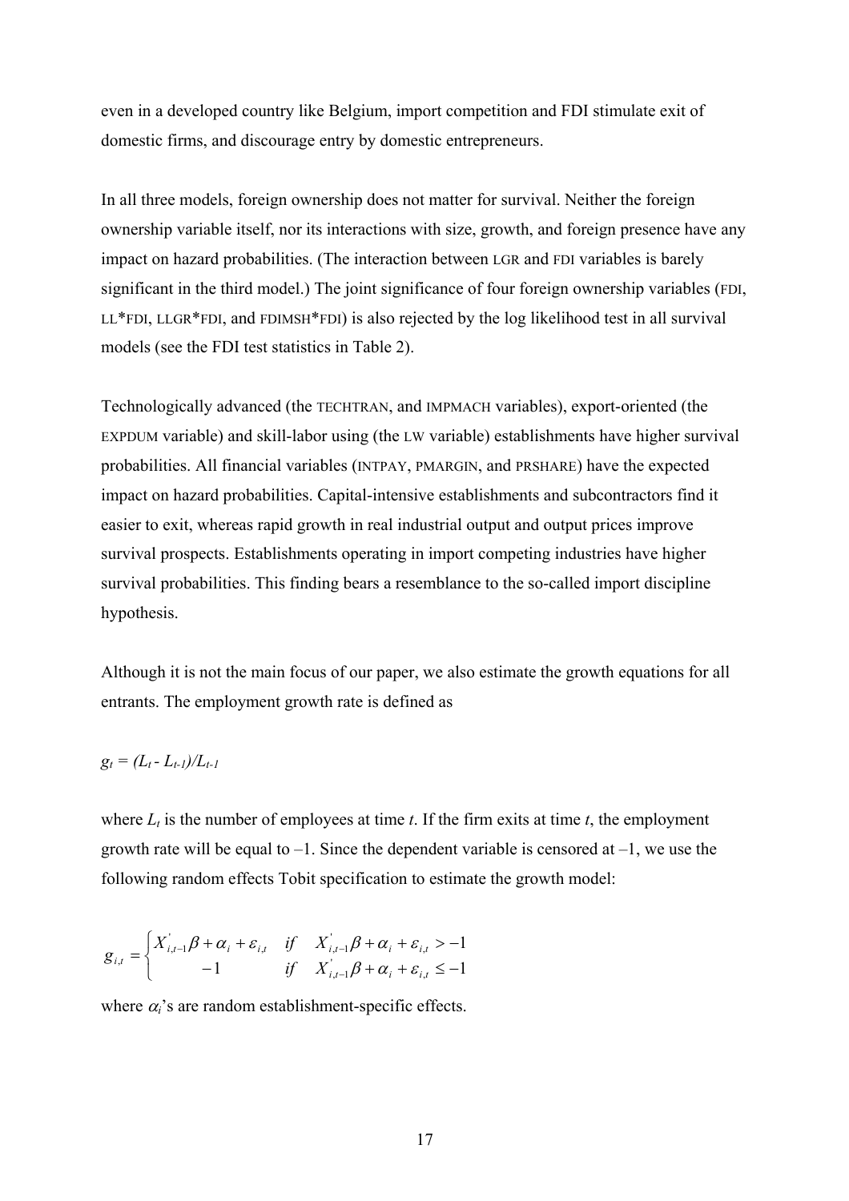even in a developed country like Belgium, import competition and FDI stimulate exit of domestic firms, and discourage entry by domestic entrepreneurs.

In all three models, foreign ownership does not matter for survival. Neither the foreign ownership variable itself, nor its interactions with size, growth, and foreign presence have any impact on hazard probabilities. (The interaction between LGR and FDI variables is barely significant in the third model.) The joint significance of four foreign ownership variables (FDI, LL*FDI, LLGR*FDI, and FDIMSH*FDI) is also rejected by the log likelihood test in all survival models (see the FDI test statistics in Table 2).

Technologically advanced (the TECHTRAN, and IMPMACH variables), export-oriented (the EXPDUM variable) and skill-labor using (the LW variable) establishments have higher survival probabilities. All financial variables (INTPAY, PMARGIN, and PRSHARE) have the expected impact on hazard probabilities. Capital-intensive establishments and subcontractors find it easier to exit, whereas rapid growth in real industrial output and output prices improve survival prospects. Establishments operating in import competing industries have higher survival probabilities. This finding bears a resemblance to the so-called import discipline hypothesis.

Although it is not the main focus of our paper, we also estimate the growth equations for all entrants. The employment growth rate is defined as

$$g_t = (L_t - L_{t-1})/L_{t-1}$$

where $L_t$ is the number of employees at time $t$. If the firm exits at time $t$, the employment growth rate will be equal to –1. Since the dependent variable is censored at –1, we use the following random effects Tobit specification to estimate the growth model:

$$g_{i,t} = \begin{cases} X'_{i,t-1}\beta + \alpha_i + \varepsilon_{i,t} & if \quad X'_{i,t-1}\beta + \alpha_i + \varepsilon_{i,t} > -1 \\ -1 & if \quad X'_{i,t-1}\beta + \alpha_i + \varepsilon_{i,t} \leq -1 \end{cases}$$

where $\alpha_i$'s are random establishment-specific effects.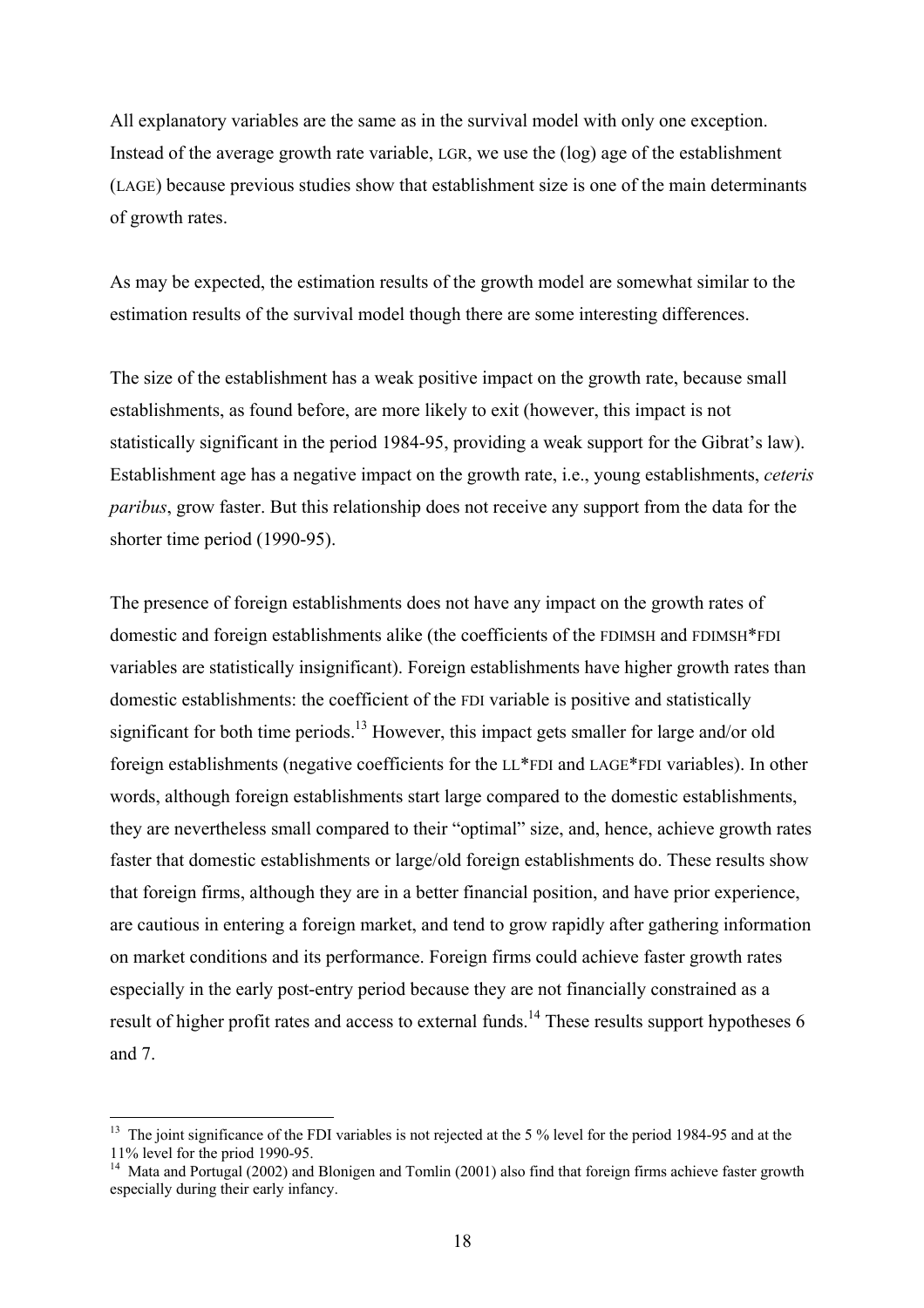All explanatory variables are the same as in the survival model with only one exception. Instead of the average growth rate variable, LGR, we use the (log) age of the establishment (LAGE) because previous studies show that establishment size is one of the main determinants of growth rates.

As may be expected, the estimation results of the growth model are somewhat similar to the estimation results of the survival model though there are some interesting differences.

The size of the establishment has a weak positive impact on the growth rate, because small establishments, as found before, are more likely to exit (however, this impact is not statistically significant in the period 1984-95, providing a weak support for the Gibrat's law). Establishment age has a negative impact on the growth rate, i.e., young establishments, *ceteris paribus*, grow faster. But this relationship does not receive any support from the data for the shorter time period (1990-95).

The presence of foreign establishments does not have any impact on the growth rates of domestic and foreign establishments alike (the coefficients of the FDIMSH and FDIMSH*FDI variables are statistically insignificant). Foreign establishments have higher growth rates than domestic establishments: the coefficient of the FDI variable is positive and statistically significant for both time periods.[13] However, this impact gets smaller for large and/or old foreign establishments (negative coefficients for the LL*FDI and LAGE*FDI variables). In other words, although foreign establishments start large compared to the domestic establishments, they are nevertheless small compared to their "optimal" size, and, hence, achieve growth rates faster that domestic establishments or large/old foreign establishments do. These results show that foreign firms, although they are in a better financial position, and have prior experience, are cautious in entering a foreign market, and tend to grow rapidly after gathering information on market conditions and its performance. Foreign firms could achieve faster growth rates especially in the early post-entry period because they are not financially constrained as a result of higher profit rates and access to external funds.[14] These results support hypotheses 6 and 7.

---

[13] The joint significance of the FDI variables is not rejected at the 5 % level for the period 1984-95 and at the 11% level for the priod 1990-95.

[14] Mata and Portugal (2002) and Blonigen and Tomlin (2001) also find that foreign firms achieve faster growth especially during their early infancy.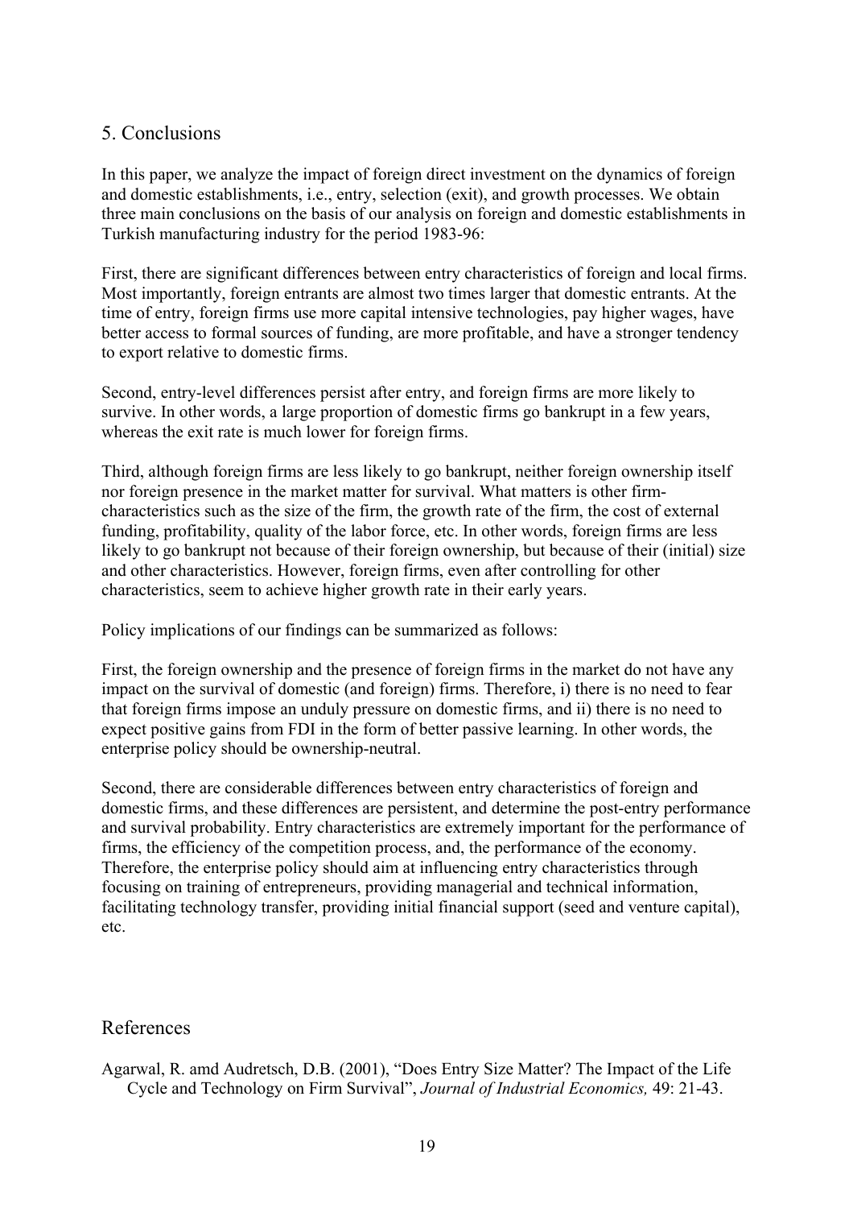## 5. Conclusions

In this paper, we analyze the impact of foreign direct investment on the dynamics of foreign and domestic establishments, i.e., entry, selection (exit), and growth processes. We obtain three main conclusions on the basis of our analysis on foreign and domestic establishments in Turkish manufacturing industry for the period 1983-96:

First, there are significant differences between entry characteristics of foreign and local firms. Most importantly, foreign entrants are almost two times larger that domestic entrants. At the time of entry, foreign firms use more capital intensive technologies, pay higher wages, have better access to formal sources of funding, are more profitable, and have a stronger tendency to export relative to domestic firms.

Second, entry-level differences persist after entry, and foreign firms are more likely to survive. In other words, a large proportion of domestic firms go bankrupt in a few years, whereas the exit rate is much lower for foreign firms.

Third, although foreign firms are less likely to go bankrupt, neither foreign ownership itself nor foreign presence in the market matter for survival. What matters is other firm-characteristics such as the size of the firm, the growth rate of the firm, the cost of external funding, profitability, quality of the labor force, etc. In other words, foreign firms are less likely to go bankrupt not because of their foreign ownership, but because of their (initial) size and other characteristics. However, foreign firms, even after controlling for other characteristics, seem to achieve higher growth rate in their early years.

Policy implications of our findings can be summarized as follows:

First, the foreign ownership and the presence of foreign firms in the market do not have any impact on the survival of domestic (and foreign) firms. Therefore, i) there is no need to fear that foreign firms impose an unduly pressure on domestic firms, and ii) there is no need to expect positive gains from FDI in the form of better passive learning. In other words, the enterprise policy should be ownership-neutral.

Second, there are considerable differences between entry characteristics of foreign and domestic firms, and these differences are persistent, and determine the post-entry performance and survival probability. Entry characteristics are extremely important for the performance of firms, the efficiency of the competition process, and, the performance of the economy. Therefore, the enterprise policy should aim at influencing entry characteristics through focusing on training of entrepreneurs, providing managerial and technical information, facilitating technology transfer, providing initial financial support (seed and venture capital), etc.

## References

Agarwal, R. amd Audretsch, D.B. (2001), "Does Entry Size Matter? The Impact of the Life Cycle and Technology on Firm Survival", *Journal of Industrial Economics,* 49: 21-43.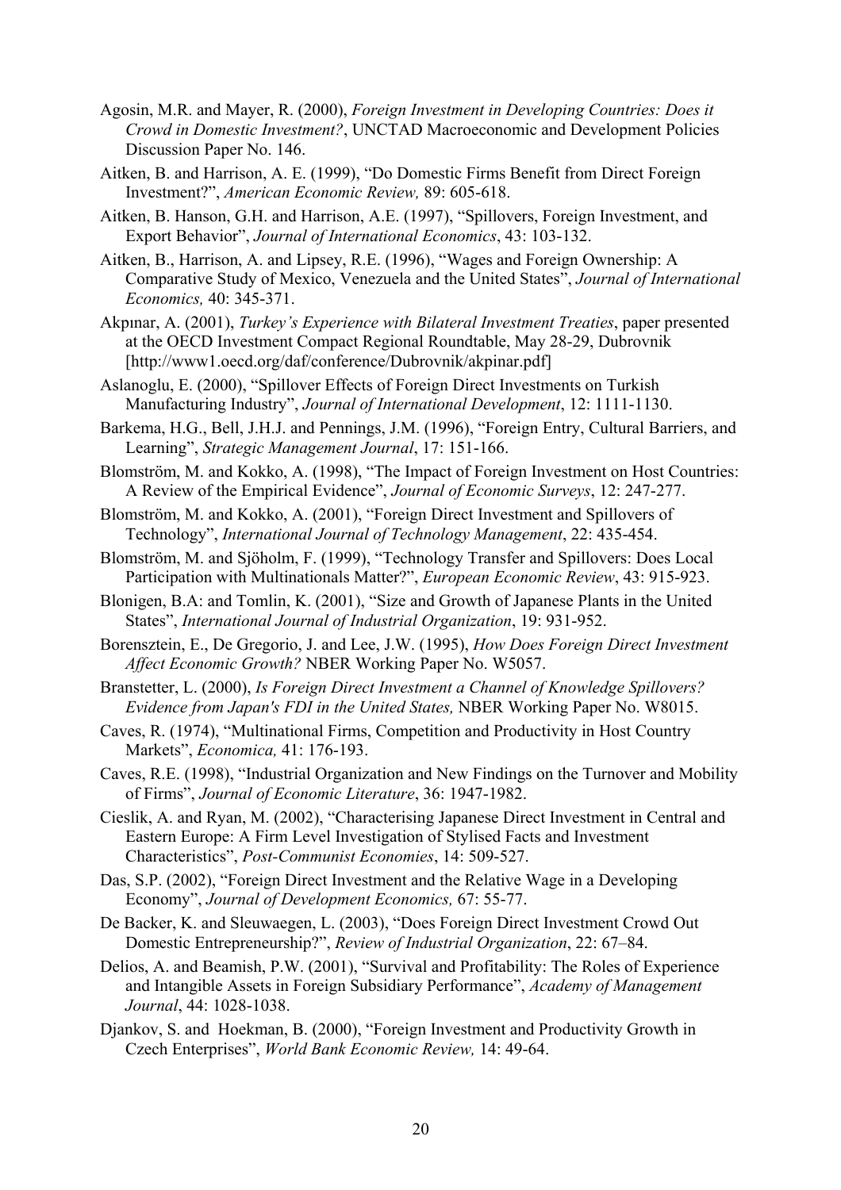Agosin, M.R. and Mayer, R. (2000), *Foreign Investment in Developing Countries: Does it Crowd in Domestic Investment?*, UNCTAD Macroeconomic and Development Policies Discussion Paper No. 146.

Aitken, B. and Harrison, A. E. (1999), "Do Domestic Firms Benefit from Direct Foreign Investment?", *American Economic Review,* 89: 605-618.

Aitken, B. Hanson, G.H. and Harrison, A.E. (1997), "Spillovers, Foreign Investment, and Export Behavior", *Journal of International Economics*, 43: 103-132.

Aitken, B., Harrison, A. and Lipsey, R.E. (1996), "Wages and Foreign Ownership: A Comparative Study of Mexico, Venezuela and the United States", *Journal of International Economics,* 40: 345-371.

Akpınar, A. (2001), *Turkey's Experience with Bilateral Investment Treaties*, paper presented at the OECD Investment Compact Regional Roundtable, May 28-29, Dubrovnik [http://www1.oecd.org/daf/conference/Dubrovnik/akpinar.pdf]

Aslanoglu, E. (2000), "Spillover Effects of Foreign Direct Investments on Turkish Manufacturing Industry", *Journal of International Development*, 12: 1111-1130.

Barkema, H.G., Bell, J.H.J. and Pennings, J.M. (1996), "Foreign Entry, Cultural Barriers, and Learning", *Strategic Management Journal*, 17: 151-166.

Blomström, M. and Kokko, A. (1998), "The Impact of Foreign Investment on Host Countries: A Review of the Empirical Evidence", *Journal of Economic Surveys*, 12: 247-277.

Blomström, M. and Kokko, A. (2001), "Foreign Direct Investment and Spillovers of Technology", *International Journal of Technology Management*, 22: 435-454.

Blomström, M. and Sjöholm, F. (1999), "Technology Transfer and Spillovers: Does Local Participation with Multinationals Matter?", *European Economic Review*, 43: 915-923.

Blonigen, B.A: and Tomlin, K. (2001), "Size and Growth of Japanese Plants in the United States", *International Journal of Industrial Organization*, 19: 931-952.

Borensztein, E., De Gregorio, J. and Lee, J.W. (1995), *How Does Foreign Direct Investment Affect Economic Growth?* NBER Working Paper No. W5057.

Branstetter, L. (2000), *Is Foreign Direct Investment a Channel of Knowledge Spillovers? Evidence from Japan's FDI in the United States,* NBER Working Paper No. W8015.

Caves, R. (1974), "Multinational Firms, Competition and Productivity in Host Country Markets", *Economica,* 41: 176-193.

Caves, R.E. (1998), "Industrial Organization and New Findings on the Turnover and Mobility of Firms", *Journal of Economic Literature*, 36: 1947-1982.

Cieslik, A. and Ryan, M. (2002), "Characterising Japanese Direct Investment in Central and Eastern Europe: A Firm Level Investigation of Stylised Facts and Investment Characteristics", *Post-Communist Economies*, 14: 509-527.

Das, S.P. (2002), "Foreign Direct Investment and the Relative Wage in a Developing Economy", *Journal of Development Economics,* 67: 55-77.

De Backer, K. and Sleuwaegen, L. (2003), "Does Foreign Direct Investment Crowd Out Domestic Entrepreneurship?", *Review of Industrial Organization*, 22: 67–84.

Delios, A. and Beamish, P.W. (2001), "Survival and Profitability: The Roles of Experience and Intangible Assets in Foreign Subsidiary Performance", *Academy of Management Journal*, 44: 1028-1038.

Djankov, S. and Hoekman, B. (2000), "Foreign Investment and Productivity Growth in Czech Enterprises", *World Bank Economic Review,* 14: 49-64.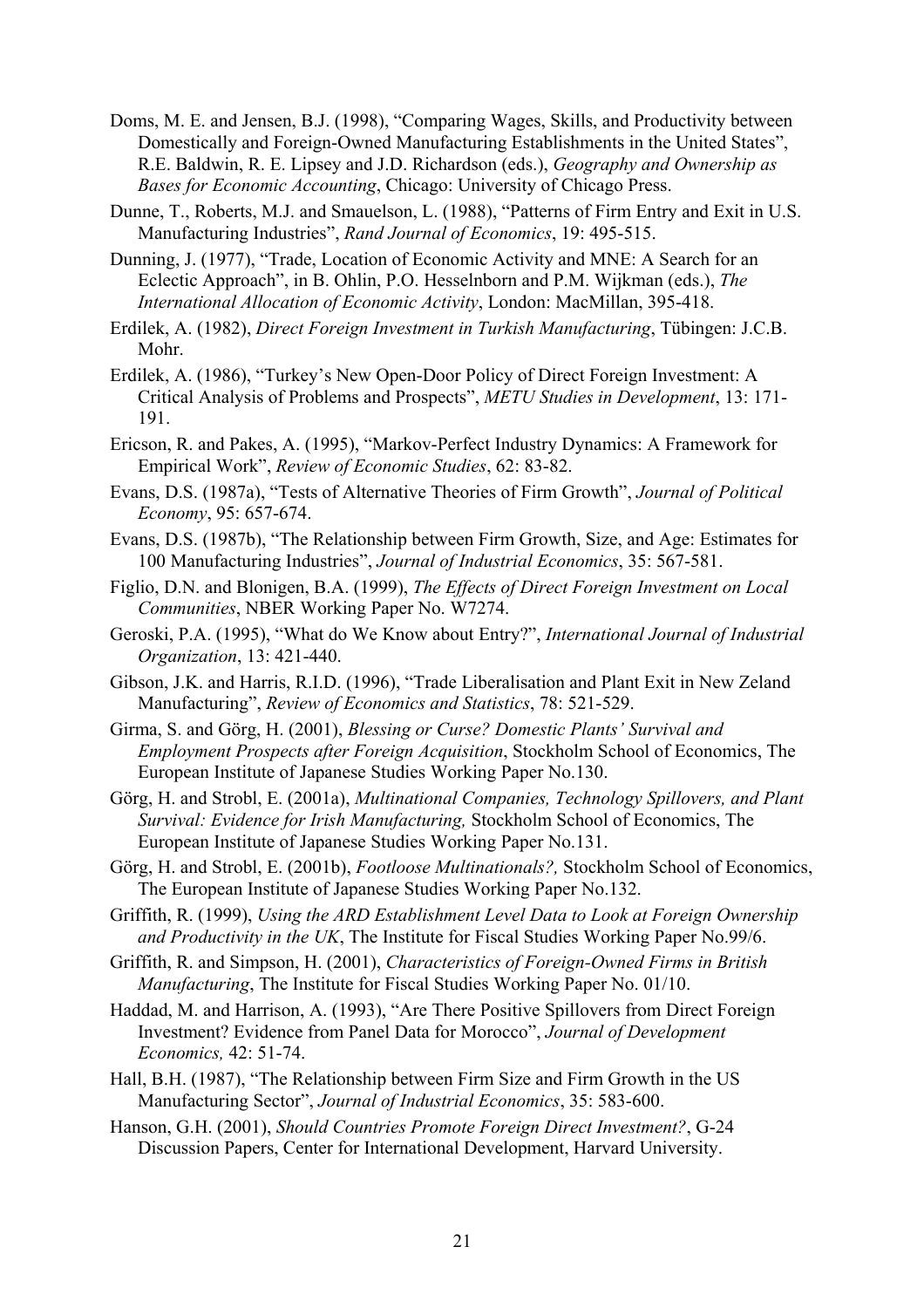Doms, M. E. and Jensen, B.J. (1998), "Comparing Wages, Skills, and Productivity between Domestically and Foreign-Owned Manufacturing Establishments in the United States", R.E. Baldwin, R. E. Lipsey and J.D. Richardson (eds.), *Geography and Ownership as Bases for Economic Accounting*, Chicago: University of Chicago Press.

Dunne, T., Roberts, M.J. and Smauelson, L. (1988), "Patterns of Firm Entry and Exit in U.S. Manufacturing Industries", *Rand Journal of Economics*, 19: 495-515.

Dunning, J. (1977), "Trade, Location of Economic Activity and MNE: A Search for an Eclectic Approach", in B. Ohlin, P.O. Hesselnborn and P.M. Wijkman (eds.), *The International Allocation of Economic Activity*, London: MacMillan, 395-418.

Erdilek, A. (1982), *Direct Foreign Investment in Turkish Manufacturing*, Tübingen: J.C.B. Mohr.

Erdilek, A. (1986), "Turkey's New Open-Door Policy of Direct Foreign Investment: A Critical Analysis of Problems and Prospects", *METU Studies in Development*, 13: 171-191.

Ericson, R. and Pakes, A. (1995), "Markov-Perfect Industry Dynamics: A Framework for Empirical Work", *Review of Economic Studies*, 62: 83-82.

Evans, D.S. (1987a), "Tests of Alternative Theories of Firm Growth", *Journal of Political Economy*, 95: 657-674.

Evans, D.S. (1987b), "The Relationship between Firm Growth, Size, and Age: Estimates for 100 Manufacturing Industries", *Journal of Industrial Economics*, 35: 567-581.

Figlio, D.N. and Blonigen, B.A. (1999), *The Effects of Direct Foreign Investment on Local Communities*, NBER Working Paper No. W7274.

Geroski, P.A. (1995), "What do We Know about Entry?", *International Journal of Industrial Organization*, 13: 421-440.

Gibson, J.K. and Harris, R.I.D. (1996), "Trade Liberalisation and Plant Exit in New Zeland Manufacturing", *Review of Economics and Statistics*, 78: 521-529.

Girma, S. and Görg, H. (2001), *Blessing or Curse? Domestic Plants' Survival and Employment Prospects after Foreign Acquisition*, Stockholm School of Economics, The European Institute of Japanese Studies Working Paper No.130.

Görg, H. and Strobl, E. (2001a), *Multinational Companies, Technology Spillovers, and Plant Survival: Evidence for Irish Manufacturing,* Stockholm School of Economics, The European Institute of Japanese Studies Working Paper No.131.

Görg, H. and Strobl, E. (2001b), *Footloose Multinationals?,* Stockholm School of Economics, The European Institute of Japanese Studies Working Paper No.132.

Griffith, R. (1999), *Using the ARD Establishment Level Data to Look at Foreign Ownership and Productivity in the UK*, The Institute for Fiscal Studies Working Paper No.99/6.

Griffith, R. and Simpson, H. (2001), *Characteristics of Foreign-Owned Firms in British Manufacturing*, The Institute for Fiscal Studies Working Paper No. 01/10.

Haddad, M. and Harrison, A. (1993), "Are There Positive Spillovers from Direct Foreign Investment? Evidence from Panel Data for Morocco", *Journal of Development Economics,* 42: 51-74.

Hall, B.H. (1987), "The Relationship between Firm Size and Firm Growth in the US Manufacturing Sector", *Journal of Industrial Economics*, 35: 583-600.

Hanson, G.H. (2001), *Should Countries Promote Foreign Direct Investment?*, G-24 Discussion Papers, Center for International Development, Harvard University.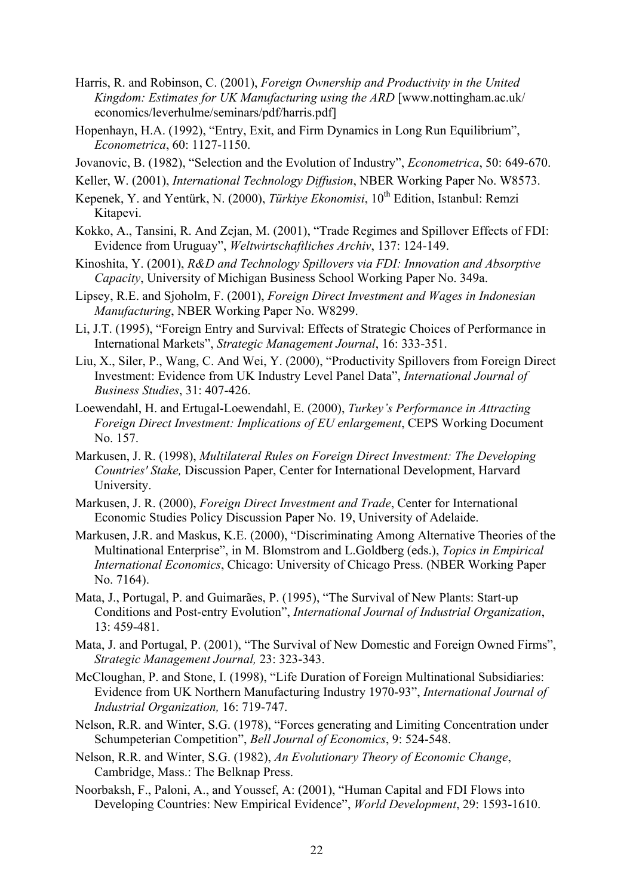Harris, R. and Robinson, C. (2001), *Foreign Ownership and Productivity in the United Kingdom: Estimates for UK Manufacturing using the ARD* [www.nottingham.ac.uk/economics/leverhulme/seminars/pdf/harris.pdf]

Hopenhayn, H.A. (1992), "Entry, Exit, and Firm Dynamics in Long Run Equilibrium", *Econometrica*, 60: 1127-1150.

Jovanovic, B. (1982), "Selection and the Evolution of Industry", *Econometrica*, 50: 649-670.

Keller, W. (2001), *International Technology Diffusion*, NBER Working Paper No. W8573.

Kepenek, Y. and Yentürk, N. (2000), *Türkiye Ekonomisi*, 10th Edition, Istanbul: Remzi Kitapevi.

Kokko, A., Tansini, R. And Zejan, M. (2001), "Trade Regimes and Spillover Effects of FDI: Evidence from Uruguay", *Weltwirtschaftliches Archiv*, 137: 124-149.

Kinoshita, Y. (2001), *R&D and Technology Spillovers via FDI: Innovation and Absorptive Capacity*, University of Michigan Business School Working Paper No. 349a.

Lipsey, R.E. and Sjoholm, F. (2001), *Foreign Direct Investment and Wages in Indonesian Manufacturing*, NBER Working Paper No. W8299.

Li, J.T. (1995), "Foreign Entry and Survival: Effects of Strategic Choices of Performance in International Markets", *Strategic Management Journal*, 16: 333-351.

Liu, X., Siler, P., Wang, C. And Wei, Y. (2000), "Productivity Spillovers from Foreign Direct Investment: Evidence from UK Industry Level Panel Data", *International Journal of Business Studies*, 31: 407-426.

Loewendahl, H. and Ertugal-Loewendahl, E. (2000), *Turkey's Performance in Attracting Foreign Direct Investment: Implications of EU enlargement*, CEPS Working Document No. 157.

Markusen, J. R. (1998), *Multilateral Rules on Foreign Direct Investment: The Developing Countries' Stake,* Discussion Paper, Center for International Development, Harvard University.

Markusen, J. R. (2000), *Foreign Direct Investment and Trade*, Center for International Economic Studies Policy Discussion Paper No. 19, University of Adelaide.

Markusen, J.R. and Maskus, K.E. (2000), "Discriminating Among Alternative Theories of the Multinational Enterprise", in M. Blomstrom and L.Goldberg (eds.), *Topics in Empirical International Economics*, Chicago: University of Chicago Press. (NBER Working Paper No. 7164).

Mata, J., Portugal, P. and Guimarães, P. (1995), "The Survival of New Plants: Start-up Conditions and Post-entry Evolution", *International Journal of Industrial Organization*, 13: 459-481.

Mata, J. and Portugal, P. (2001), "The Survival of New Domestic and Foreign Owned Firms", *Strategic Management Journal,* 23: 323-343.

McCloughan, P. and Stone, I. (1998), "Life Duration of Foreign Multinational Subsidiaries: Evidence from UK Northern Manufacturing Industry 1970-93", *International Journal of Industrial Organization,* 16: 719-747.

Nelson, R.R. and Winter, S.G. (1978), "Forces generating and Limiting Concentration under Schumpeterian Competition", *Bell Journal of Economics*, 9: 524-548.

Nelson, R.R. and Winter, S.G. (1982), *An Evolutionary Theory of Economic Change*, Cambridge, Mass.: The Belknap Press.

Noorbaksh, F., Paloni, A., and Youssef, A: (2001), "Human Capital and FDI Flows into Developing Countries: New Empirical Evidence", *World Development*, 29: 1593-1610.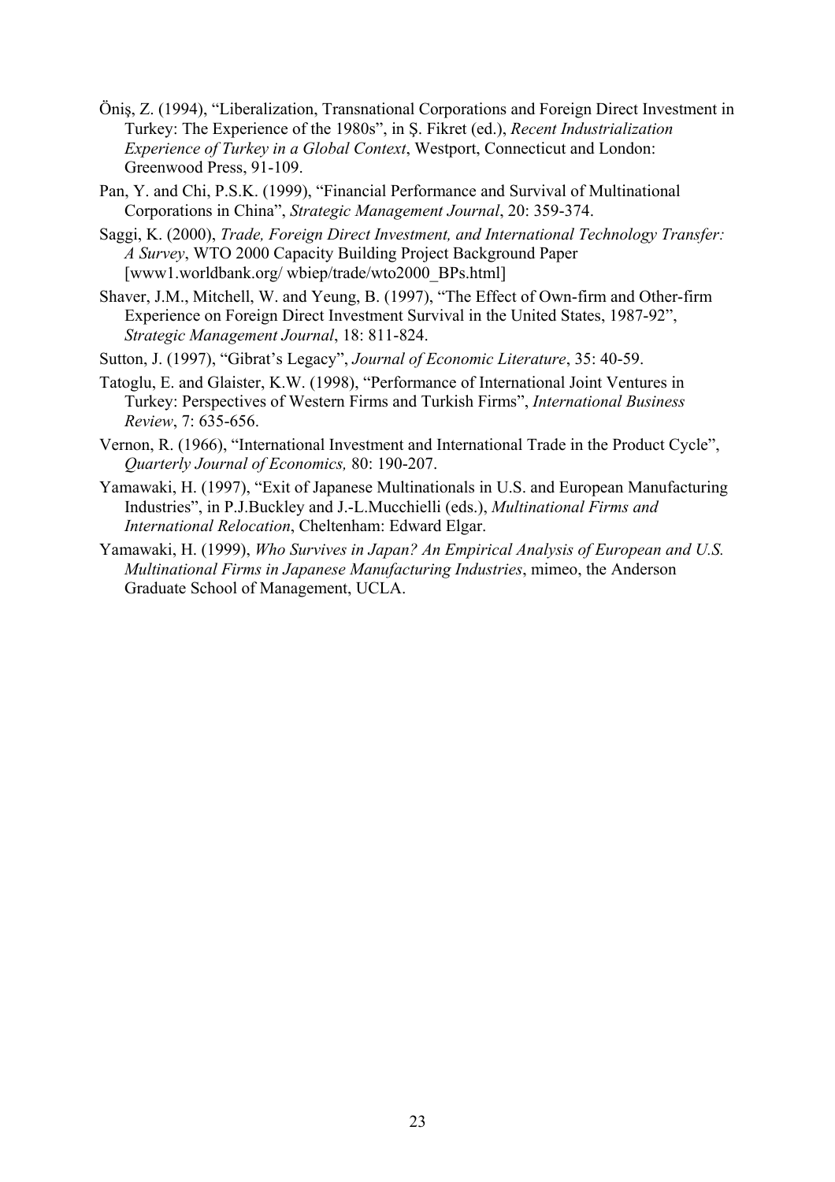Öniş, Z. (1994), "Liberalization, Transnational Corporations and Foreign Direct Investment in Turkey: The Experience of the 1980s", in Ş. Fikret (ed.), *Recent Industrialization Experience of Turkey in a Global Context*, Westport, Connecticut and London: Greenwood Press, 91-109.

Pan, Y. and Chi, P.S.K. (1999), "Financial Performance and Survival of Multinational Corporations in China", *Strategic Management Journal*, 20: 359-374.

Saggi, K. (2000), *Trade, Foreign Direct Investment, and International Technology Transfer: A Survey*, WTO 2000 Capacity Building Project Background Paper [www1.worldbank.org/ wbiep/trade/wto2000_BPs.html]

Shaver, J.M., Mitchell, W. and Yeung, B. (1997), "The Effect of Own-firm and Other-firm Experience on Foreign Direct Investment Survival in the United States, 1987-92", *Strategic Management Journal*, 18: 811-824.

Sutton, J. (1997), "Gibrat's Legacy", *Journal of Economic Literature*, 35: 40-59.

Tatoglu, E. and Glaister, K.W. (1998), "Performance of International Joint Ventures in Turkey: Perspectives of Western Firms and Turkish Firms", *International Business Review*, 7: 635-656.

Vernon, R. (1966), "International Investment and International Trade in the Product Cycle", *Quarterly Journal of Economics,* 80: 190-207.

Yamawaki, H. (1997), "Exit of Japanese Multinationals in U.S. and European Manufacturing Industries", in P.J.Buckley and J.-L.Mucchielli (eds.), *Multinational Firms and International Relocation*, Cheltenham: Edward Elgar.

Yamawaki, H. (1999), *Who Survives in Japan? An Empirical Analysis of European and U.S. Multinational Firms in Japanese Manufacturing Industries*, mimeo, the Anderson Graduate School of Management, UCLA.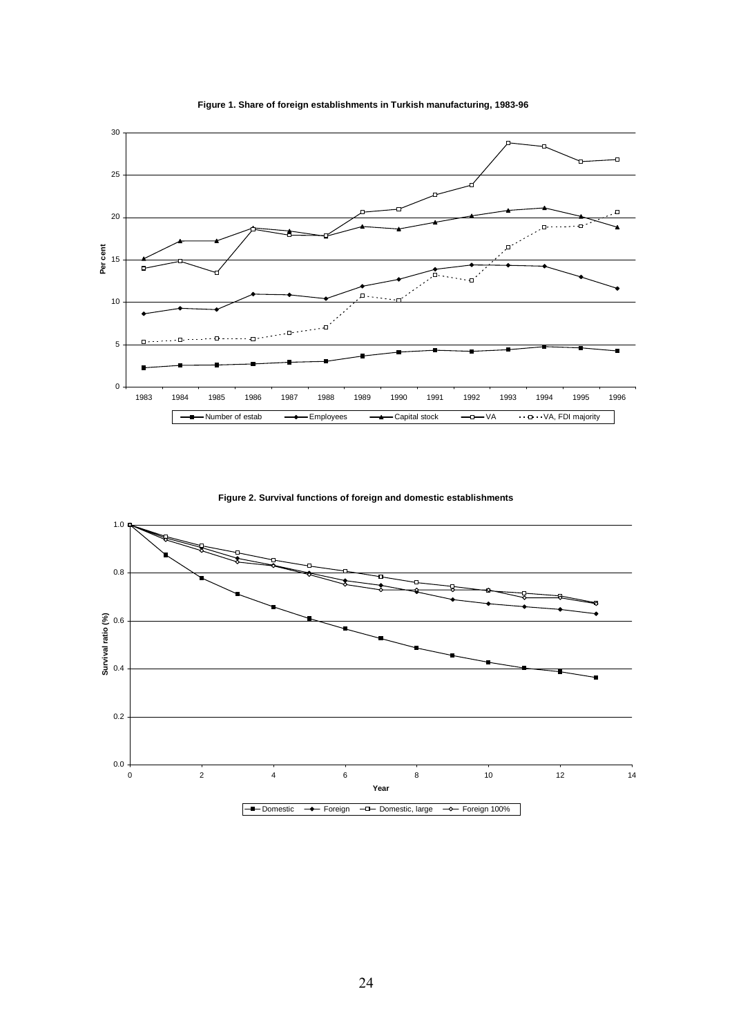**Figure 1. Share of foreign establishments in Turkish manufacturing, 1983-96**

**Figure 2. Survival functions of foreign and domestic establishments**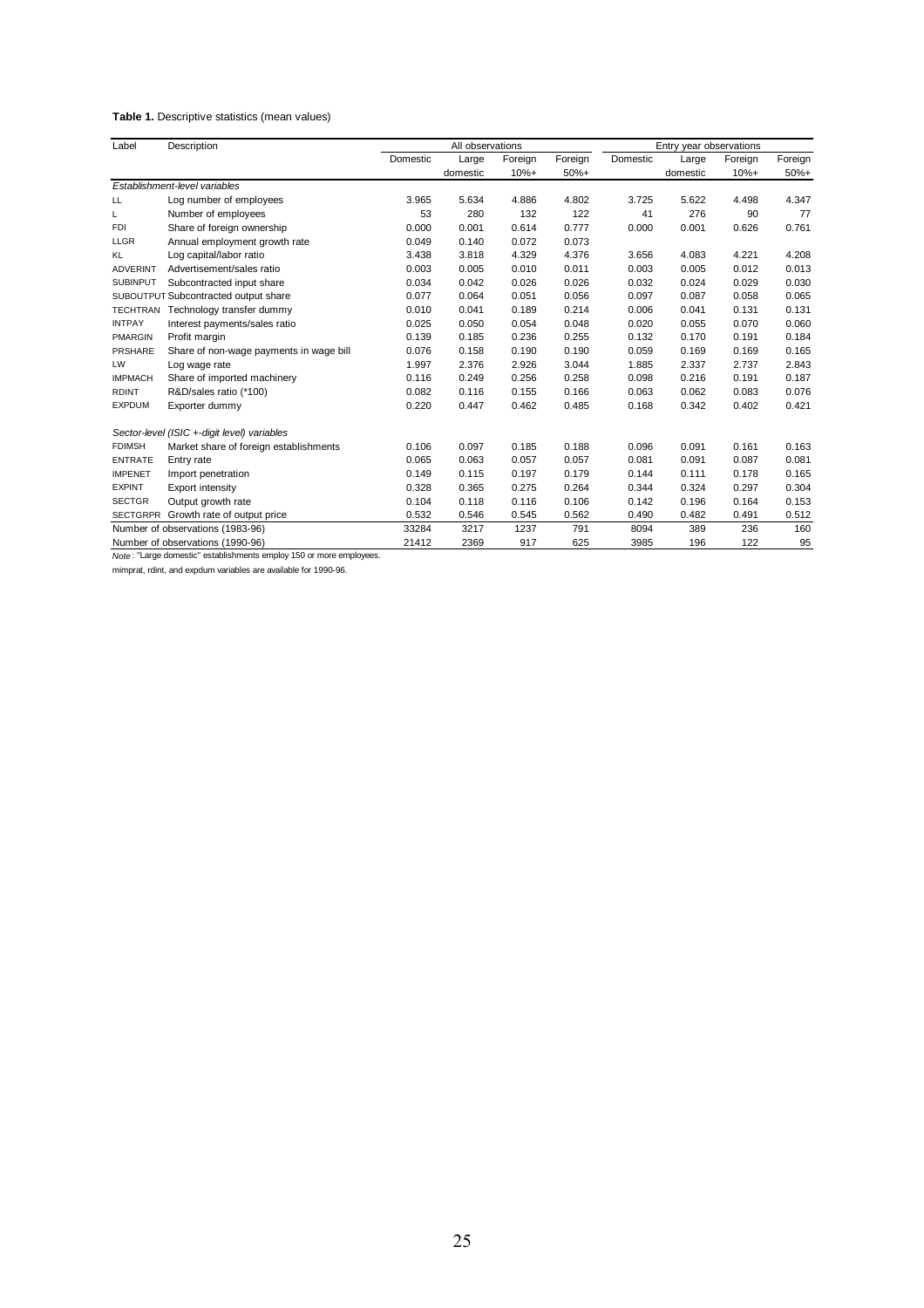**Table 1.** Descriptive statistics (mean values)

| Label | Description | All observations | | | | Entry year observations | | | |
|---|---|---|---|---|---|---|---|---|---|
| | | Domestic | Large domestic | Foreign 10%+ | Foreign 50%+ | Domestic | Large domestic | Foreign 10%+ | Foreign 50%+ |
| *Establishment-level variables* | | | | | | | | | |
| LL | Log number of employees | 3.965 | 5.634 | 4.886 | 4.802 | 3.725 | 5.622 | 4.498 | 4.347 |
| L | Number of employees | 53 | 280 | 132 | 122 | 41 | 276 | 90 | 77 |
| FDI | Share of foreign ownership | 0.000 | 0.001 | 0.614 | 0.777 | 0.000 | 0.001 | 0.626 | 0.761 |
| LLGR | Annual employment growth rate | 0.049 | 0.140 | 0.072 | 0.073 | | | | |
| KL | Log capital/labor ratio | 3.438 | 3.818 | 4.329 | 4.376 | 3.656 | 4.083 | 4.221 | 4.208 |
| ADVERINT | Advertisement/sales ratio | 0.003 | 0.005 | 0.010 | 0.011 | 0.003 | 0.005 | 0.012 | 0.013 |
| SUBINPUT | Subcontracted input share | 0.034 | 0.042 | 0.026 | 0.026 | 0.032 | 0.024 | 0.029 | 0.030 |
| SUBOUTPUT | Subcontracted output share | 0.077 | 0.064 | 0.051 | 0.056 | 0.097 | 0.087 | 0.058 | 0.065 |
| TECHTRAN | Technology transfer dummy | 0.010 | 0.041 | 0.189 | 0.214 | 0.006 | 0.041 | 0.131 | 0.131 |
| INTPAY | Interest payments/sales ratio | 0.025 | 0.050 | 0.054 | 0.048 | 0.020 | 0.055 | 0.070 | 0.060 |
| PMARGIN | Profit margin | 0.139 | 0.185 | 0.236 | 0.255 | 0.132 | 0.170 | 0.191 | 0.184 |
| PRSHARE | Share of non-wage payments in wage bill | 0.076 | 0.158 | 0.190 | 0.190 | 0.059 | 0.169 | 0.169 | 0.165 |
| LW | Log wage rate | 1.997 | 2.376 | 2.926 | 3.044 | 1.885 | 2.337 | 2.737 | 2.843 |
| IMPMACH | Share of imported machinery | 0.116 | 0.249 | 0.256 | 0.258 | 0.098 | 0.216 | 0.191 | 0.187 |
| RDINT | R&D/sales ratio (*100) | 0.082 | 0.116 | 0.155 | 0.166 | 0.063 | 0.062 | 0.083 | 0.076 |
| EXPDUM | Exporter dummy | 0.220 | 0.447 | 0.462 | 0.485 | 0.168 | 0.342 | 0.402 | 0.421 |
| *Sector-level (ISIC +-digit level) variables* | | | | | | | | | |
| FDIMSH | Market share of foreign establishments | 0.106 | 0.097 | 0.185 | 0.188 | 0.096 | 0.091 | 0.161 | 0.163 |
| ENTRATE | Entry rate | 0.065 | 0.063 | 0.057 | 0.057 | 0.081 | 0.091 | 0.087 | 0.081 |
| IMPENET | Import penetration | 0.149 | 0.115 | 0.197 | 0.179 | 0.144 | 0.111 | 0.178 | 0.165 |
| EXPINT | Export intensity | 0.328 | 0.365 | 0.275 | 0.264 | 0.344 | 0.324 | 0.297 | 0.304 |
| SECTGR | Output growth rate | 0.104 | 0.118 | 0.116 | 0.106 | 0.142 | 0.196 | 0.164 | 0.153 |
| SECTGRPR | Growth rate of output price | 0.532 | 0.546 | 0.545 | 0.562 | 0.490 | 0.482 | 0.491 | 0.512 |
| Number of observations (1983-96) | | 33284 | 3217 | 1237 | 791 | 8094 | 389 | 236 | 160 |
| Number of observations (1990-96) | | 21412 | 2369 | 917 | 625 | 3985 | 196 | 122 | 95 |

*Note*: "Large domestic" establishments employ 150 or more employees.

mimprat, rdint, and expdum variables are available for 1990-96.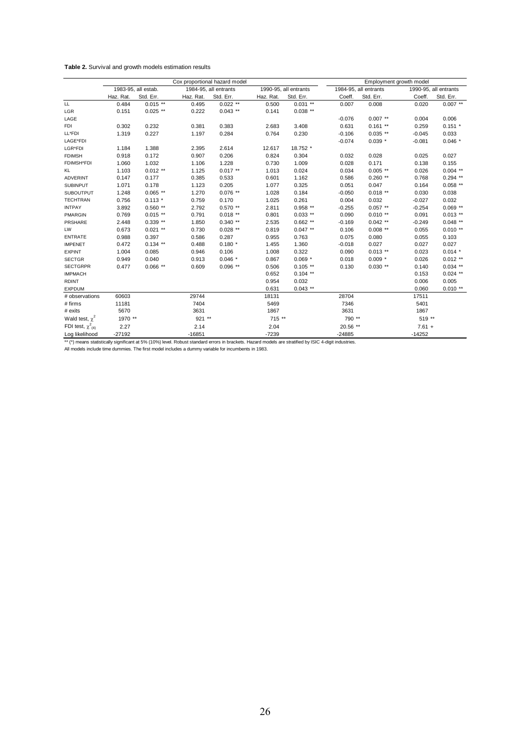**Table 2.** Survival and growth models estimation results

| | Cox proportional hazard model | | | | | | Employment growth model | | | |
|---|---|---|---|---|---|---|---|---|---|---|
| | 1983-95, all estab. | | 1984-95, all entrants | | 1990-95, all entrants | | 1984-95, all entrants | | 1990-95, all entrants | |
| | Haz. Rat. | Std. Err. | Haz. Rat. | Std. Err. | Haz. Rat. | Std. Err. | Coeff. | Std. Err. | Coeff. | Std. Err. |
| LL | 0.484 | 0.015 ** | 0.495 | 0.022 ** | 0.500 | 0.031 ** | 0.007 | 0.008 | 0.020 | 0.007 ** |
| LGR | 0.151 | 0.025 ** | 0.222 | 0.043 ** | 0.141 | 0.038 ** | | | | |
| LAGE | | | | | | | -0.076 | 0.007 ** | 0.004 | 0.006 |
| FDI | 0.302 | 0.232 | 0.381 | 0.383 | 2.683 | 3.408 | 0.631 | 0.161 ** | 0.259 | 0.151 * |
| LL*FDI | 1.319 | 0.227 | 1.197 | 0.284 | 0.764 | 0.230 | -0.106 | 0.035 ** | -0.045 | 0.033 |
| LAGE*FDI | | | | | | | -0.074 | 0.039 * | -0.081 | 0.046 * |
| LGR*FDI | 1.184 | 1.388 | 2.395 | 2.614 | 12.617 | 18.752 * | | | | |
| FDIMSH | 0.918 | 0.172 | 0.907 | 0.206 | 0.824 | 0.304 | 0.032 | 0.028 | 0.025 | 0.027 |
| FDIMSH*FDI | 1.060 | 1.032 | 1.106 | 1.228 | 0.730 | 1.009 | 0.028 | 0.171 | 0.138 | 0.155 |
| KL | 1.103 | 0.012 ** | 1.125 | 0.017 ** | 1.013 | 0.024 | 0.034 | 0.005 ** | 0.026 | 0.004 ** |
| ADVERINT | 0.147 | 0.177 | 0.385 | 0.533 | 0.601 | 1.162 | 0.586 | 0.260 ** | 0.768 | 0.294 ** |
| SUBINPUT | 1.071 | 0.178 | 1.123 | 0.205 | 1.077 | 0.325 | 0.051 | 0.047 | 0.164 | 0.058 ** |
| SUBOUTPUT | 1.248 | 0.065 ** | 1.270 | 0.076 ** | 1.028 | 0.184 | -0.050 | 0.018 ** | 0.030 | 0.038 |
| TECHTRAN | 0.756 | 0.113 * | 0.759 | 0.170 | 1.025 | 0.261 | 0.004 | 0.032 | -0.027 | 0.032 |
| INTPAY | 3.892 | 0.560 ** | 2.792 | 0.570 ** | 2.811 | 0.958 ** | -0.255 | 0.057 ** | -0.254 | 0.069 ** |
| PMARGIN | 0.769 | 0.015 ** | 0.791 | 0.018 ** | 0.801 | 0.033 ** | 0.090 | 0.010 ** | 0.091 | 0.013 ** |
| PRSHARE | 2.448 | 0.339 ** | 1.850 | 0.340 ** | 2.535 | 0.662 ** | -0.169 | 0.042 ** | -0.249 | 0.048 ** |
| LW | 0.673 | 0.021 ** | 0.730 | 0.028 ** | 0.819 | 0.047 ** | 0.106 | 0.008 ** | 0.055 | 0.010 ** |
| ENTRATE | 0.988 | 0.397 | 0.586 | 0.287 | 0.955 | 0.763 | 0.075 | 0.080 | 0.055 | 0.103 |
| IMPENET | 0.472 | 0.134 ** | 0.488 | 0.180 * | 1.455 | 1.360 | -0.018 | 0.027 | 0.027 | 0.027 |
| EXPINT | 1.004 | 0.085 | 0.946 | 0.106 | 1.008 | 0.322 | 0.090 | 0.013 ** | 0.023 | 0.014 * |
| SECTGR | 0.949 | 0.040 | 0.913 | 0.046 * | 0.867 | 0.069 * | 0.018 | 0.009 * | 0.026 | 0.012 ** |
| SECTGRPR | 0.477 | 0.066 ** | 0.609 | 0.096 ** | 0.506 | 0.105 ** | 0.130 | 0.030 ** | 0.140 | 0.034 ** |
| IMPMACH | | | | | 0.652 | 0.104 ** | | | 0.153 | 0.024 ** |
| RDINT | | | | | 0.954 | 0.032 | | | 0.006 | 0.005 |
| EXPDUM | | | | | 0.631 | 0.043 ** | | | 0.060 | 0.010 ** |
| # observations | 60603 | | 29744 | | 18131 | | 28704 | | 17511 | |
| # firms | 11181 | | 7404 | | 5469 | | 7346 | | 5401 | |
| # exits | 5670 | | 3631 | | 1867 | | 3631 | | 1867 | |
| Wald test, $\chi^2$ | 1970 ** | | 921 ** | | 715 ** | | 790 ** | | 519 ** | |
| FDI test, $\chi^2_{(4)}$ | 2.27 | | 2.14 | | 2.04 | | 20.56 ** | | 7.61 + | |
| Log likelihood | -27192 | | -16851 | | -7239 | | -24885 | | -14252 | |

** (*) means statistically significant at 5% (10%) level. Robust standard errors in brackets. Hazard models are stratified by ISIC 4-digit industries.
All models include time dummies. The first model includes a dummy variable for incumbents in 1983.